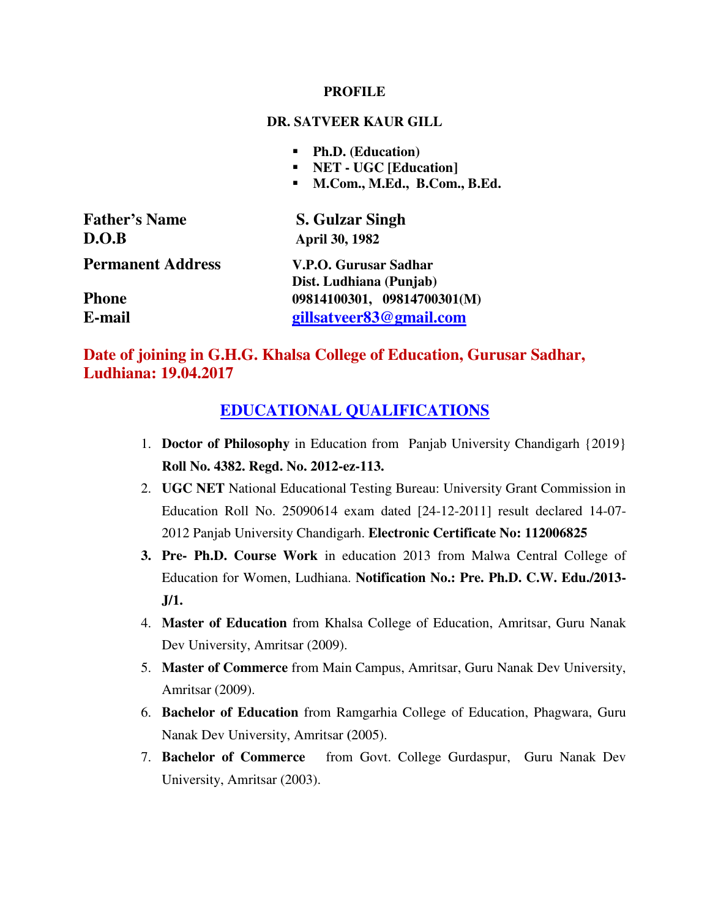**PROFILE**

**DR. SATVEER KAUR GILL**

- **Ph.D. (Education)**
- **NET - UGC [Education]**
- **M.Com., M.Ed., B.Com., B.Ed.**

| | |
|---|---|
| **Father's Name** | **S. Gulzar Singh** |
| **D.O.B** | **April 30, 1982** |
| **Permanent Address** | **V.P.O. Gurusar Sadhar Dist. Ludhiana (Punjab)** |
| **Phone** | **09814100301, 09814700301(M)** |
| **E-mail** | **gillsatveer83@gmail.com** |

**Date of joining in G.H.G. Khalsa College of Education, Gurusar Sadhar, Ludhiana: 19.04.2017**

## EDUCATIONAL QUALIFICATIONS

1. **Doctor of Philosophy** in Education from Panjab University Chandigarh {2019} **Roll No. 4382. Regd. No. 2012-ez-113.**
2. **UGC NET** National Educational Testing Bureau: University Grant Commission in Education Roll No. 25090614 exam dated [24-12-2011] result declared 14-07-2012 Panjab University Chandigarh. **Electronic Certificate No: 112006825**
3. **Pre- Ph.D. Course Work** in education 2013 from Malwa Central College of Education for Women, Ludhiana. **Notification No.: Pre. Ph.D. C.W. Edu./2013-J/1.**
4. **Master of Education** from Khalsa College of Education, Amritsar, Guru Nanak Dev University, Amritsar (2009).
5. **Master of Commerce** from Main Campus, Amritsar, Guru Nanak Dev University, Amritsar (2009).
6. **Bachelor of Education** from Ramgarhia College of Education, Phagwara, Guru Nanak Dev University, Amritsar (2005).
7. **Bachelor of Commerce** from Govt. College Gurdaspur, Guru Nanak Dev University, Amritsar (2003).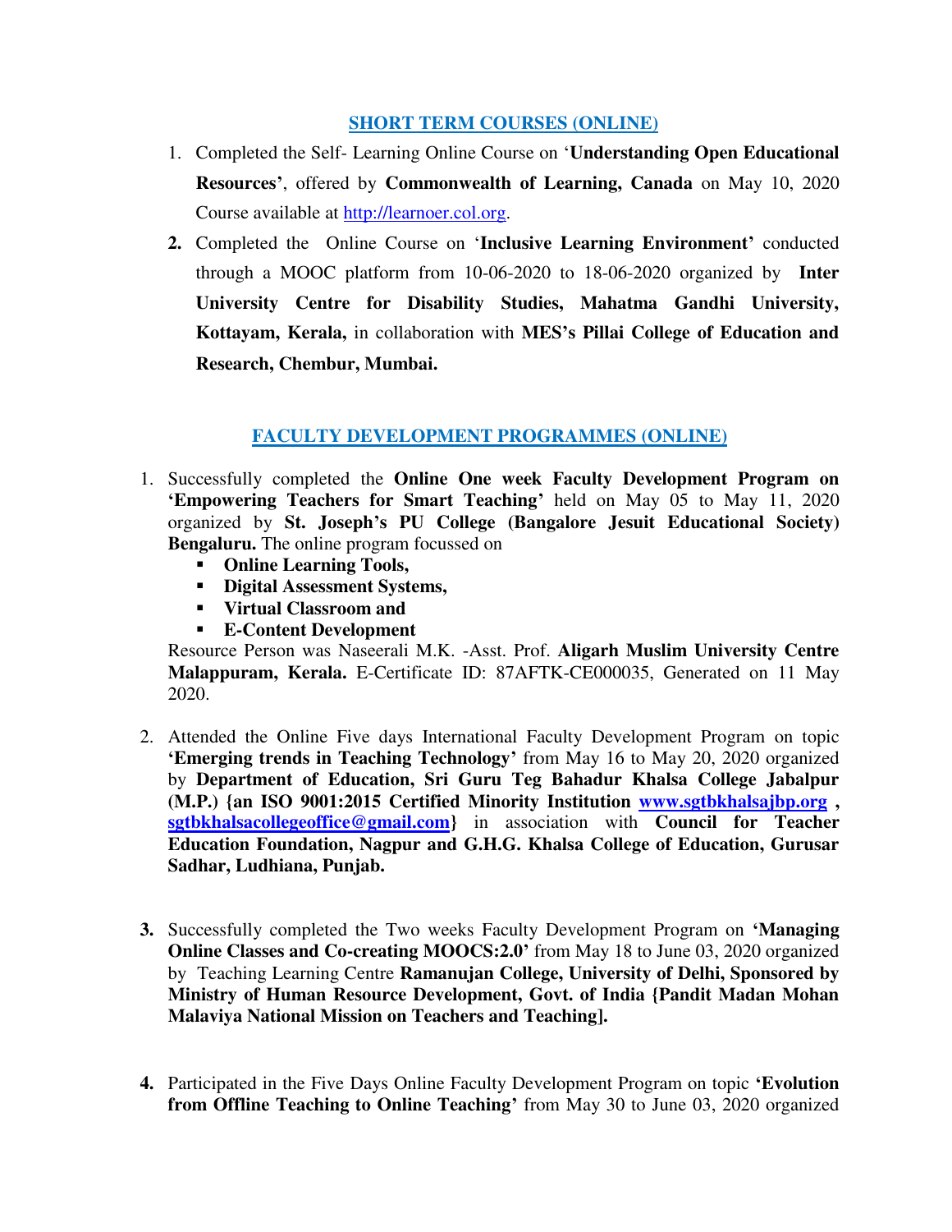## SHORT TERM COURSES (ONLINE)

1. Completed the Self- Learning Online Course on '**Understanding Open Educational Resources'**, offered by **Commonwealth of Learning, Canada** on May 10, 2020 Course available at http://learnoer.col.org.
2. Completed the Online Course on '**Inclusive Learning Environment'** conducted through a MOOC platform from 10-06-2020 to 18-06-2020 organized by **Inter University Centre for Disability Studies, Mahatma Gandhi University, Kottayam, Kerala,** in collaboration with **MES's Pillai College of Education and Research, Chembur, Mumbai.**

## FACULTY DEVELOPMENT PROGRAMMES (ONLINE)

1. Successfully completed the **Online One week Faculty Development Program on 'Empowering Teachers for Smart Teaching'** held on May 05 to May 11, 2020 organized by **St. Joseph's PU College (Bangalore Jesuit Educational Society) Bengaluru.** The online program focussed on
   - **Online Learning Tools,**
   - **Digital Assessment Systems,**
   - **Virtual Classroom and**
   - **E-Content Development**

   Resource Person was Naseerali M.K. -Asst. Prof. **Aligarh Muslim University Centre Malappuram, Kerala.** E-Certificate ID: 87AFTK-CE000035, Generated on 11 May 2020.

2. Attended the Online Five days International Faculty Development Program on topic **'Emerging trends in Teaching Technology'** from May 16 to May 20, 2020 organized by **Department of Education, Sri Guru Teg Bahadur Khalsa College Jabalpur (M.P.) {an ISO 9001:2015 Certified Minority Institution www.sgtbkhalsajbp.org , sgtbkhalsacollegeoffice@gmail.com}** in association with **Council for Teacher Education Foundation, Nagpur and G.H.G. Khalsa College of Education, Gurusar Sadhar, Ludhiana, Punjab.**

3. Successfully completed the Two weeks Faculty Development Program on **'Managing Online Classes and Co-creating MOOCS:2.0'** from May 18 to June 03, 2020 organized by Teaching Learning Centre **Ramanujan College, University of Delhi, Sponsored by Ministry of Human Resource Development, Govt. of India {Pandit Madan Mohan Malaviya National Mission on Teachers and Teaching].**

4. Participated in the Five Days Online Faculty Development Program on topic **'Evolution from Offline Teaching to Online Teaching'** from May 30 to June 03, 2020 organized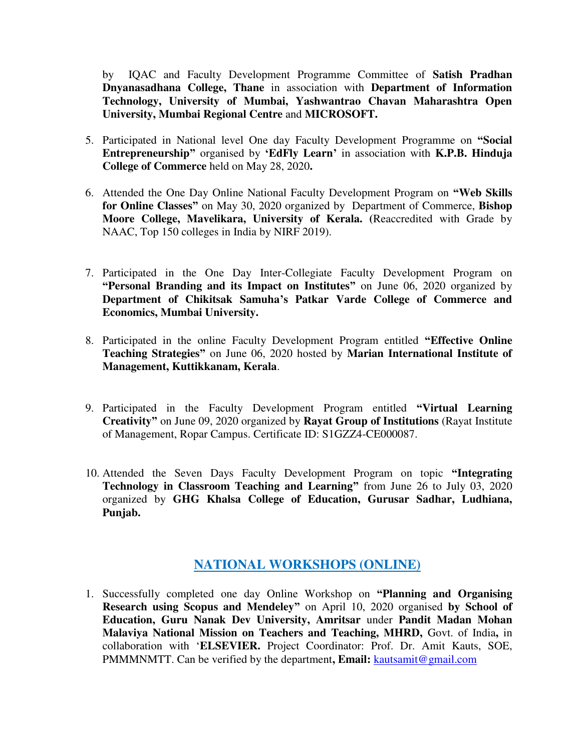by IQAC and Faculty Development Programme Committee of **Satish Pradhan Dnyanasadhana College, Thane** in association with **Department of Information Technology, University of Mumbai, Yashwantrao Chavan Maharashtra Open University, Mumbai Regional Centre** and **MICROSOFT.**

5. Participated in National level One day Faculty Development Programme on **"Social Entrepreneurship"** organised by **'EdFly Learn'** in association with **K.P.B. Hinduja College of Commerce** held on May 28, 2020**.**

6. Attended the One Day Online National Faculty Development Program on **"Web Skills for Online Classes"** on May 30, 2020 organized by Department of Commerce, **Bishop Moore College, Mavelikara, University of Kerala. (**Reaccredited with Grade by NAAC, Top 150 colleges in India by NIRF 2019).

7. Participated in the One Day Inter-Collegiate Faculty Development Program on **"Personal Branding and its Impact on Institutes"** on June 06, 2020 organized by **Department of Chikitsak Samuha's Patkar Varde College of Commerce and Economics, Mumbai University.**

8. Participated in the online Faculty Development Program entitled **"Effective Online Teaching Strategies"** on June 06, 2020 hosted by **Marian International Institute of Management, Kuttikkanam, Kerala**.

9. Participated in the Faculty Development Program entitled **"Virtual Learning Creativity"** on June 09, 2020 organized by **Rayat Group of Institutions** (Rayat Institute of Management, Ropar Campus. Certificate ID: S1GZZ4-CE000087.

10. Attended the Seven Days Faculty Development Program on topic **"Integrating Technology in Classroom Teaching and Learning"** from June 26 to July 03, 2020 organized by **GHG Khalsa College of Education, Gurusar Sadhar, Ludhiana, Punjab.**

## NATIONAL WORKSHOPS (ONLINE)

1. Successfully completed one day Online Workshop on **"Planning and Organising Research using Scopus and Mendeley"** on April 10, 2020 organised **by School of Education, Guru Nanak Dev University, Amritsar** under **Pandit Madan Mohan Malaviya National Mission on Teachers and Teaching, MHRD,** Govt. of India**,** in collaboration with '**ELSEVIER.** Project Coordinator: Prof. Dr. Amit Kauts, SOE, PMMMNMTT. Can be verified by the department**, Email:** kautsamit@gmail.com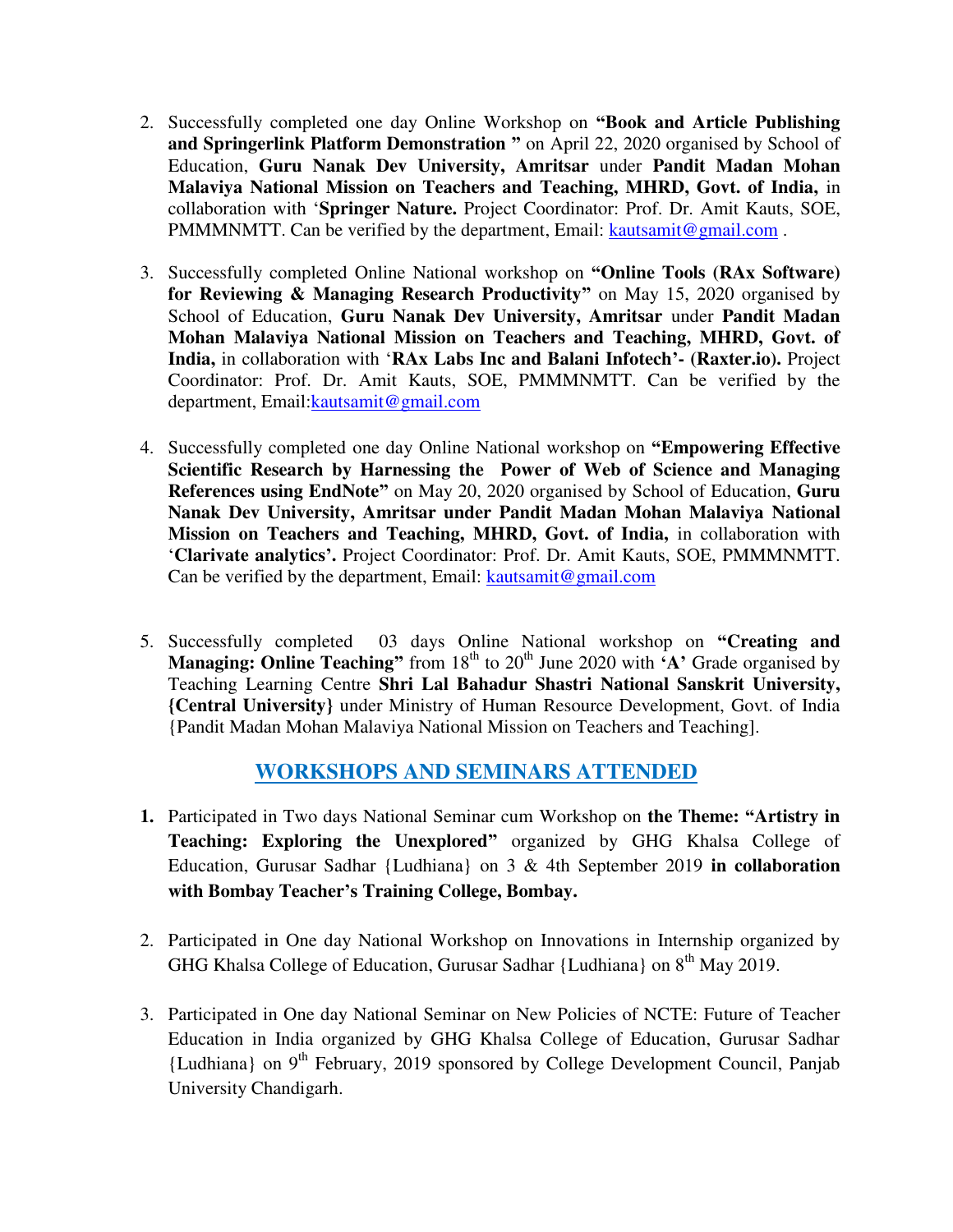2. Successfully completed one day Online Workshop on **"Book and Article Publishing and Springerlink Platform Demonstration "** on April 22, 2020 organised by School of Education, **Guru Nanak Dev University, Amritsar** under **Pandit Madan Mohan Malaviya National Mission on Teachers and Teaching, MHRD, Govt. of India,** in collaboration with '**Springer Nature.** Project Coordinator: Prof. Dr. Amit Kauts, SOE, PMMMNMTT. Can be verified by the department, Email: kautsamit@gmail.com .

3. Successfully completed Online National workshop on **"Online Tools (RAx Software) for Reviewing & Managing Research Productivity"** on May 15, 2020 organised by School of Education, **Guru Nanak Dev University, Amritsar** under **Pandit Madan Mohan Malaviya National Mission on Teachers and Teaching, MHRD, Govt. of India,** in collaboration with '**RAx Labs Inc and Balani Infotech'- (Raxter.io).** Project Coordinator: Prof. Dr. Amit Kauts, SOE, PMMMNMTT. Can be verified by the department, Email:kautsamit@gmail.com

4. Successfully completed one day Online National workshop on **"Empowering Effective Scientific Research by Harnessing the Power of Web of Science and Managing References using EndNote"** on May 20, 2020 organised by School of Education, **Guru Nanak Dev University, Amritsar under Pandit Madan Mohan Malaviya National Mission on Teachers and Teaching, MHRD, Govt. of India,** in collaboration with '**Clarivate analytics'.** Project Coordinator: Prof. Dr. Amit Kauts, SOE, PMMMNMTT. Can be verified by the department, Email: kautsamit@gmail.com

5. Successfully completed 03 days Online National workshop on **"Creating and Managing: Online Teaching"** from 18th to 20th June 2020 with **'A'** Grade organised by Teaching Learning Centre **Shri Lal Bahadur Shastri National Sanskrit University, {Central University}** under Ministry of Human Resource Development, Govt. of India {Pandit Madan Mohan Malaviya National Mission on Teachers and Teaching].

## WORKSHOPS AND SEMINARS ATTENDED

1. Participated in Two days National Seminar cum Workshop on **the Theme: "Artistry in Teaching: Exploring the Unexplored"** organized by GHG Khalsa College of Education, Gurusar Sadhar {Ludhiana} on 3 & 4th September 2019 **in collaboration with Bombay Teacher's Training College, Bombay.**

2. Participated in One day National Workshop on Innovations in Internship organized by GHG Khalsa College of Education, Gurusar Sadhar {Ludhiana} on 8th May 2019.

3. Participated in One day National Seminar on New Policies of NCTE: Future of Teacher Education in India organized by GHG Khalsa College of Education, Gurusar Sadhar {Ludhiana} on 9th February, 2019 sponsored by College Development Council, Panjab University Chandigarh.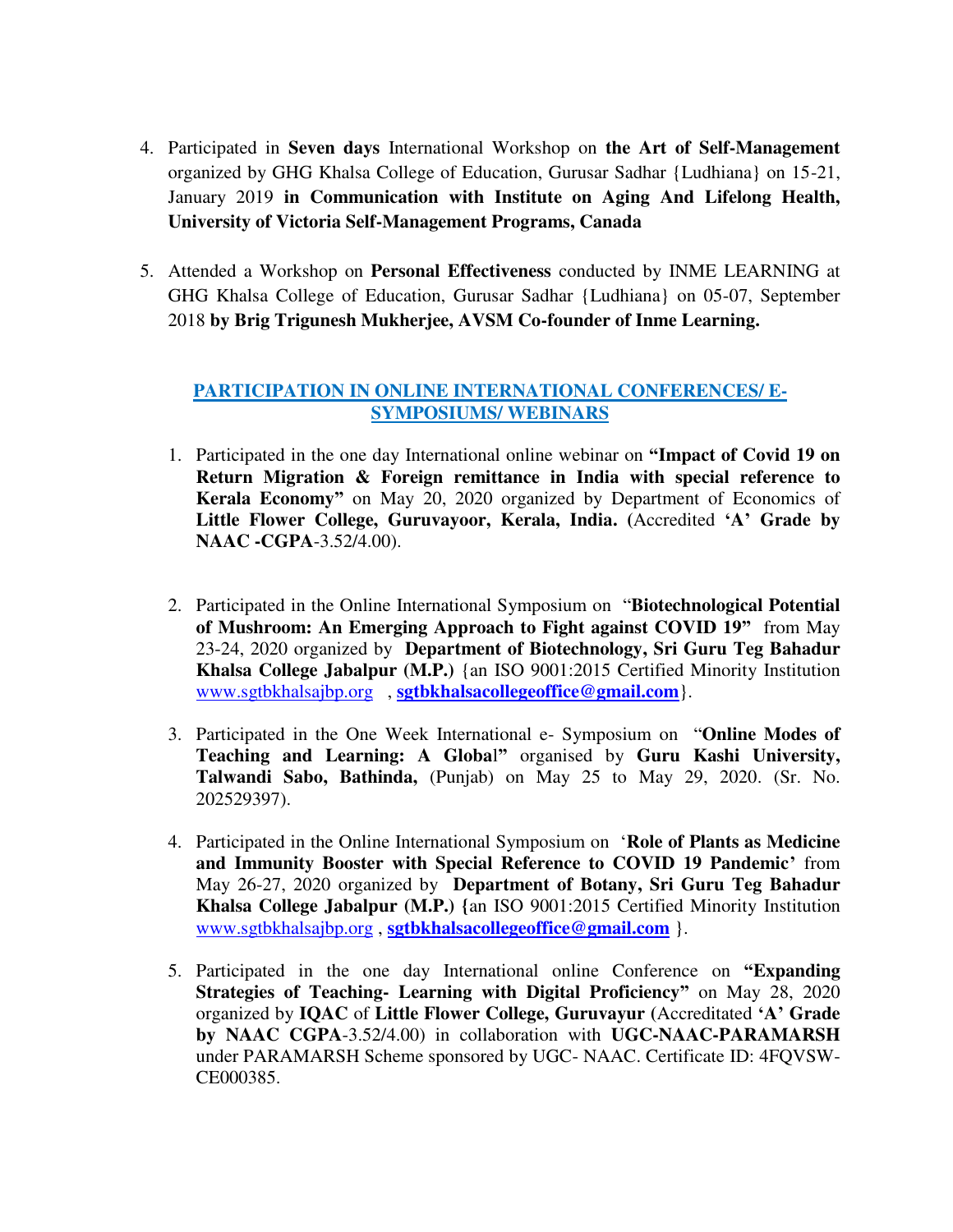4. Participated in **Seven days** International Workshop on **the Art of Self-Management** organized by GHG Khalsa College of Education, Gurusar Sadhar {Ludhiana} on 15-21, January 2019 **in Communication with Institute on Aging And Lifelong Health, University of Victoria Self-Management Programs, Canada**

5. Attended a Workshop on **Personal Effectiveness** conducted by INME LEARNING at GHG Khalsa College of Education, Gurusar Sadhar {Ludhiana} on 05-07, September 2018 **by Brig Trigunesh Mukherjee, AVSM Co-founder of Inme Learning.**

## PARTICIPATION IN ONLINE INTERNATIONAL CONFERENCES/ E-SYMPOSIUMS/ WEBINARS

1. Participated in the one day International online webinar on **"Impact of Covid 19 on Return Migration & Foreign remittance in India with special reference to Kerala Economy"** on May 20, 2020 organized by Department of Economics of **Little Flower College, Guruvayoor, Kerala, India.** (Accredited **'A' Grade by NAAC -CGPA**-3.52/4.00).

2. Participated in the Online International Symposium on "**Biotechnological Potential of Mushroom: An Emerging Approach to Fight against COVID 19"** from May 23-24, 2020 organized by **Department of Biotechnology, Sri Guru Teg Bahadur Khalsa College Jabalpur (M.P.)** {an ISO 9001:2015 Certified Minority Institution www.sgtbkhalsajbp.org , **sgtbkhalsacollegeoffice@gmail.com**}.

3. Participated in the One Week International e- Symposium on "**Online Modes of Teaching and Learning: A Global"** organised by **Guru Kashi University, Talwandi Sabo, Bathinda,** (Punjab) on May 25 to May 29, 2020. (Sr. No. 202529397).

4. Participated in the Online International Symposium on '**Role of Plants as Medicine and Immunity Booster with Special Reference to COVID 19 Pandemic'** from May 26-27, 2020 organized by **Department of Botany, Sri Guru Teg Bahadur Khalsa College Jabalpur (M.P.) {**an ISO 9001:2015 Certified Minority Institution www.sgtbkhalsajbp.org , **sgtbkhalsacollegeoffice@gmail.com** }.

5. Participated in the one day International online Conference on **"Expanding Strategies of Teaching- Learning with Digital Proficiency"** on May 28, 2020 organized by **IQAC** of **Little Flower College, Guruvayur (**Accreditated **'A' Grade by NAAC CGPA**-3.52/4.00) in collaboration with **UGC-NAAC-PARAMARSH** under PARAMARSH Scheme sponsored by UGC- NAAC. Certificate ID: 4FQVSW-CE000385.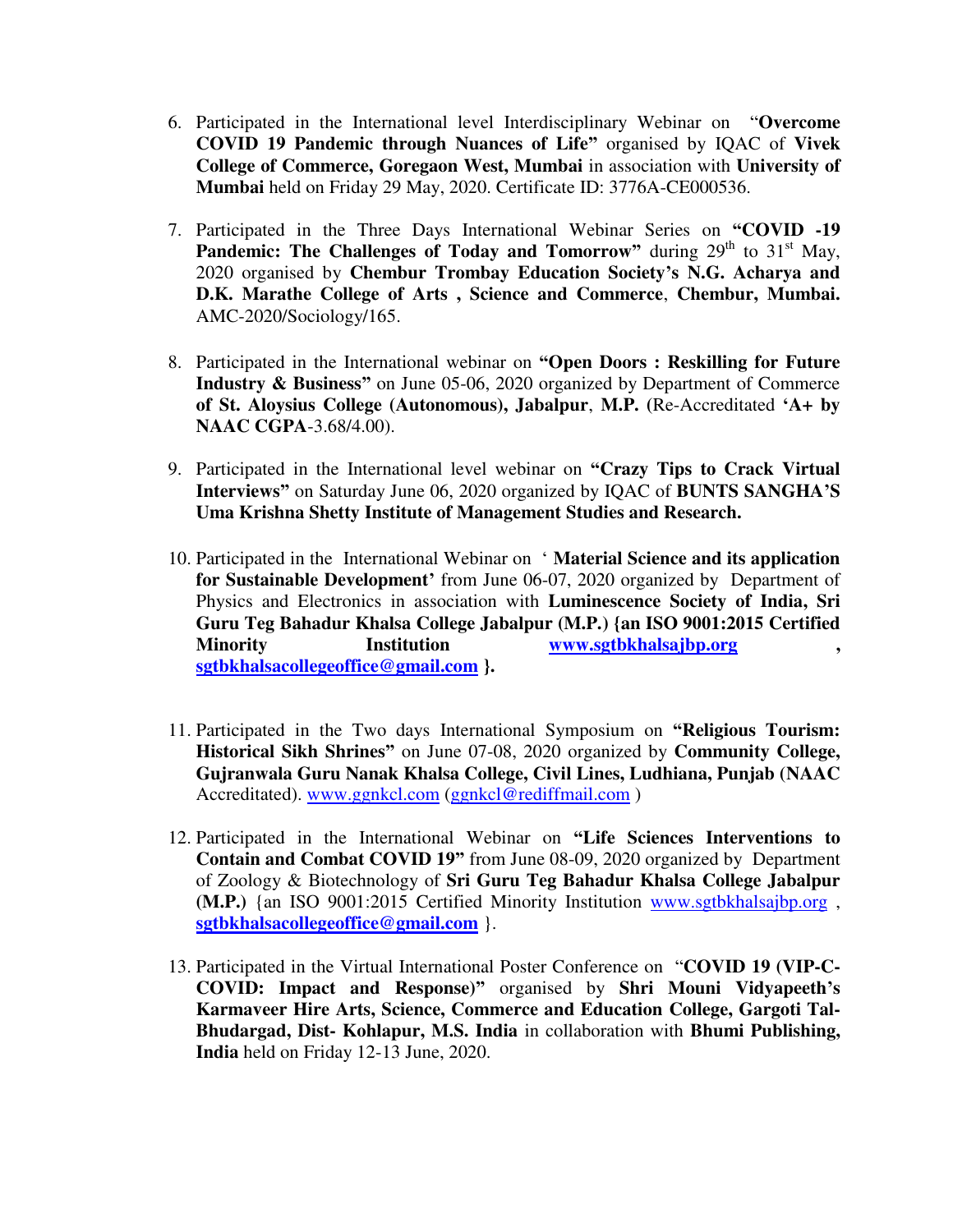6. Participated in the International level Interdisciplinary Webinar on "**Overcome COVID 19 Pandemic through Nuances of Life"** organised by IQAC of **Vivek College of Commerce, Goregaon West, Mumbai** in association with **University of Mumbai** held on Friday 29 May, 2020. Certificate ID: 3776A-CE000536.

7. Participated in the Three Days International Webinar Series on **"COVID -19 Pandemic: The Challenges of Today and Tomorrow"** during 29th to 31st May, 2020 organised by **Chembur Trombay Education Society's N.G. Acharya and D.K. Marathe College of Arts , Science and Commerce**, **Chembur, Mumbai.** AMC-2020/Sociology/165.

8. Participated in the International webinar on **"Open Doors : Reskilling for Future Industry & Business"** on June 05-06, 2020 organized by Department of Commerce **of St. Aloysius College (Autonomous), Jabalpur**, **M.P. (**Re-Accreditated **'A+ by NAAC CGPA**-3.68/4.00).

9. Participated in the International level webinar on **"Crazy Tips to Crack Virtual Interviews"** on Saturday June 06, 2020 organized by IQAC of **BUNTS SANGHA'S Uma Krishna Shetty Institute of Management Studies and Research.**

10. Participated in the International Webinar on ' **Material Science and its application for Sustainable Development'** from June 06-07, 2020 organized by Department of Physics and Electronics in association with **Luminescence Society of India, Sri Guru Teg Bahadur Khalsa College Jabalpur (M.P.) {an ISO 9001:2015 Certified Minority Institution www.sgtbkhalsajbp.org , sgtbkhalsacollegeoffice@gmail.com }.**

11. Participated in the Two days International Symposium on **"Religious Tourism: Historical Sikh Shrines"** on June 07-08, 2020 organized by **Community College, Gujranwala Guru Nanak Khalsa College, Civil Lines, Ludhiana, Punjab (NAAC** Accreditated). www.ggnkcl.com (ggnkcl@rediffmail.com )

12. Participated in the International Webinar on **"Life Sciences Interventions to Contain and Combat COVID 19"** from June 08-09, 2020 organized by Department of Zoology & Biotechnology of **Sri Guru Teg Bahadur Khalsa College Jabalpur (M.P.)** {an ISO 9001:2015 Certified Minority Institution www.sgtbkhalsajbp.org , **sgtbkhalsacollegeoffice@gmail.com** }.

13. Participated in the Virtual International Poster Conference on "**COVID 19 (VIP-C-COVID: Impact and Response)"** organised by **Shri Mouni Vidyapeeth's Karmaveer Hire Arts, Science, Commerce and Education College, Gargoti Tal-Bhudargad, Dist- Kohlapur, M.S. India** in collaboration with **Bhumi Publishing, India** held on Friday 12-13 June, 2020.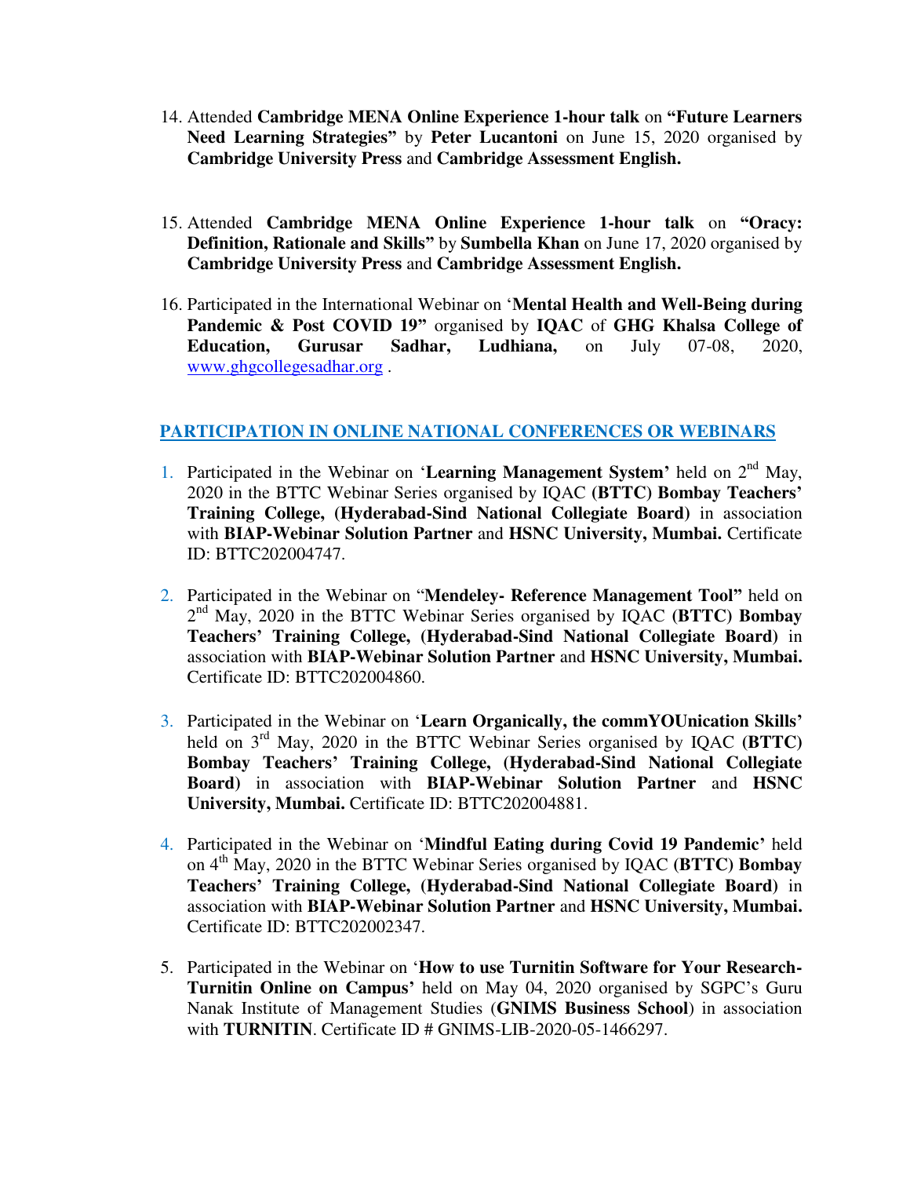14. Attended **Cambridge MENA Online Experience 1-hour talk** on **"Future Learners Need Learning Strategies"** by **Peter Lucantoni** on June 15, 2020 organised by **Cambridge University Press** and **Cambridge Assessment English.**

15. Attended **Cambridge MENA Online Experience 1-hour talk** on **"Oracy: Definition, Rationale and Skills"** by **Sumbella Khan** on June 17, 2020 organised by **Cambridge University Press** and **Cambridge Assessment English.**

16. Participated in the International Webinar on '**Mental Health and Well-Being during Pandemic & Post COVID 19"** organised by **IQAC** of **GHG Khalsa College of Education, Gurusar Sadhar, Ludhiana,** on July 07-08, 2020, www.ghgcollegesadhar.org .

## PARTICIPATION IN ONLINE NATIONAL CONFERENCES OR WEBINARS

1. Participated in the Webinar on '**Learning Management System'** held on 2nd May, 2020 in the BTTC Webinar Series organised by IQAC **(BTTC) Bombay Teachers' Training College, (Hyderabad-Sind National Collegiate Board)** in association with **BIAP-Webinar Solution Partner** and **HSNC University, Mumbai.** Certificate ID: BTTC202004747.

2. Participated in the Webinar on "**Mendeley- Reference Management Tool"** held on 2nd May, 2020 in the BTTC Webinar Series organised by IQAC **(BTTC) Bombay Teachers' Training College, (Hyderabad-Sind National Collegiate Board)** in association with **BIAP-Webinar Solution Partner** and **HSNC University, Mumbai.** Certificate ID: BTTC202004860.

3. Participated in the Webinar on '**Learn Organically, the commYOUnication Skills'** held on 3rd May, 2020 in the BTTC Webinar Series organised by IQAC **(BTTC) Bombay Teachers' Training College, (Hyderabad-Sind National Collegiate Board)** in association with **BIAP-Webinar Solution Partner** and **HSNC University, Mumbai.** Certificate ID: BTTC202004881.

4. Participated in the Webinar on '**Mindful Eating during Covid 19 Pandemic'** held on 4th May, 2020 in the BTTC Webinar Series organised by IQAC **(BTTC) Bombay Teachers' Training College, (Hyderabad-Sind National Collegiate Board)** in association with **BIAP-Webinar Solution Partner** and **HSNC University, Mumbai.** Certificate ID: BTTC202002347.

5. Participated in the Webinar on '**How to use Turnitin Software for Your Research-Turnitin Online on Campus'** held on May 04, 2020 organised by SGPC's Guru Nanak Institute of Management Studies (**GNIMS Business School**) in association with **TURNITIN**. Certificate ID # GNIMS-LIB-2020-05-1466297.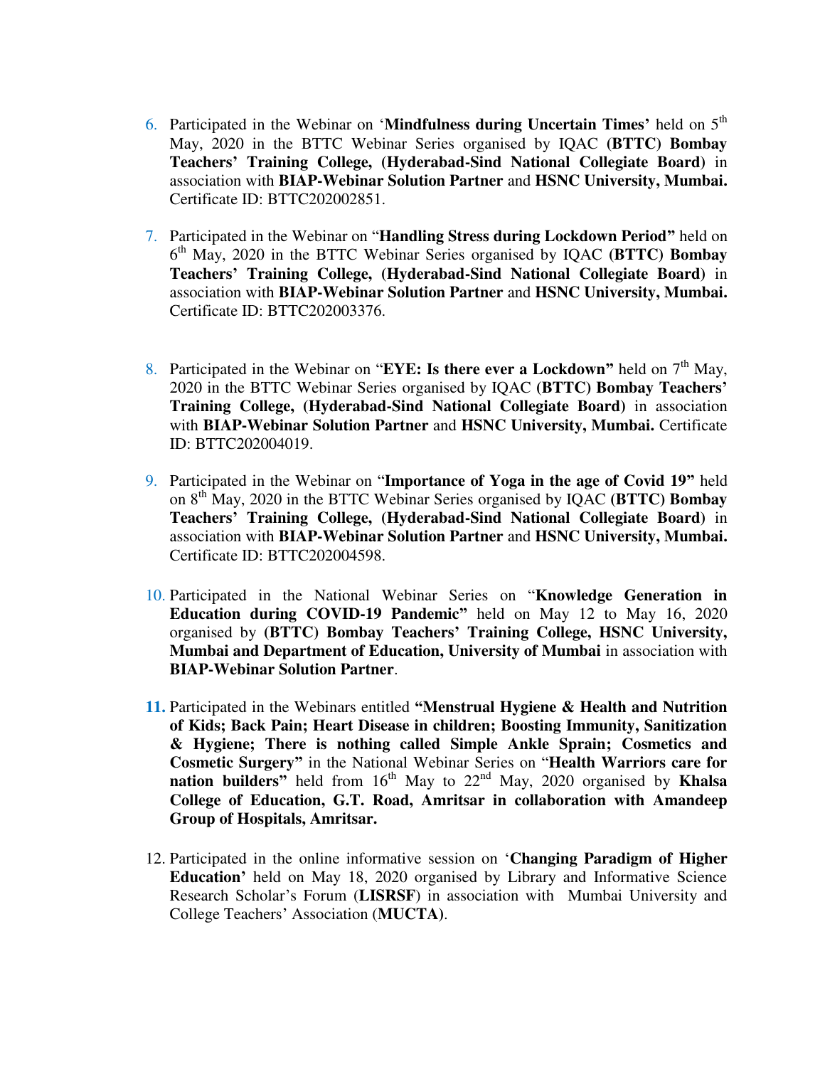6. Participated in the Webinar on '**Mindfulness during Uncertain Times**' held on 5th May, 2020 in the BTTC Webinar Series organised by IQAC **(BTTC) Bombay Teachers' Training College, (Hyderabad-Sind National Collegiate Board)** in association with **BIAP-Webinar Solution Partner** and **HSNC University, Mumbai.** Certificate ID: BTTC202002851.

7. Participated in the Webinar on "**Handling Stress during Lockdown Period**" held on 6th May, 2020 in the BTTC Webinar Series organised by IQAC **(BTTC) Bombay Teachers' Training College, (Hyderabad-Sind National Collegiate Board)** in association with **BIAP-Webinar Solution Partner** and **HSNC University, Mumbai.** Certificate ID: BTTC202003376.

8. Participated in the Webinar on "**EYE: Is there ever a Lockdown**" held on 7th May, 2020 in the BTTC Webinar Series organised by IQAC **(BTTC) Bombay Teachers' Training College, (Hyderabad-Sind National Collegiate Board)** in association with **BIAP-Webinar Solution Partner** and **HSNC University, Mumbai.** Certificate ID: BTTC202004019.

9. Participated in the Webinar on "**Importance of Yoga in the age of Covid 19**" held on 8th May, 2020 in the BTTC Webinar Series organised by IQAC **(BTTC) Bombay Teachers' Training College, (Hyderabad-Sind National Collegiate Board)** in association with **BIAP-Webinar Solution Partner** and **HSNC University, Mumbai.** Certificate ID: BTTC202004598.

10. Participated in the National Webinar Series on "**Knowledge Generation in Education during COVID-19 Pandemic**" held on May 12 to May 16, 2020 organised by **(BTTC) Bombay Teachers' Training College, HSNC University, Mumbai and Department of Education, University of Mumbai** in association with **BIAP-Webinar Solution Partner**.

11. Participated in the Webinars entitled **"Menstrual Hygiene & Health and Nutrition of Kids; Back Pain; Heart Disease in children; Boosting Immunity, Sanitization & Hygiene; There is nothing called Simple Ankle Sprain; Cosmetics and Cosmetic Surgery"** in the National Webinar Series on "**Health Warriors care for nation builders**" held from 16th May to 22nd May, 2020 organised by **Khalsa College of Education, G.T. Road, Amritsar in collaboration with Amandeep Group of Hospitals, Amritsar.**

12. Participated in the online informative session on '**Changing Paradigm of Higher Education**' held on May 18, 2020 organised by Library and Informative Science Research Scholar's Forum (**LISRSF**) in association with Mumbai University and College Teachers' Association (**MUCTA)**.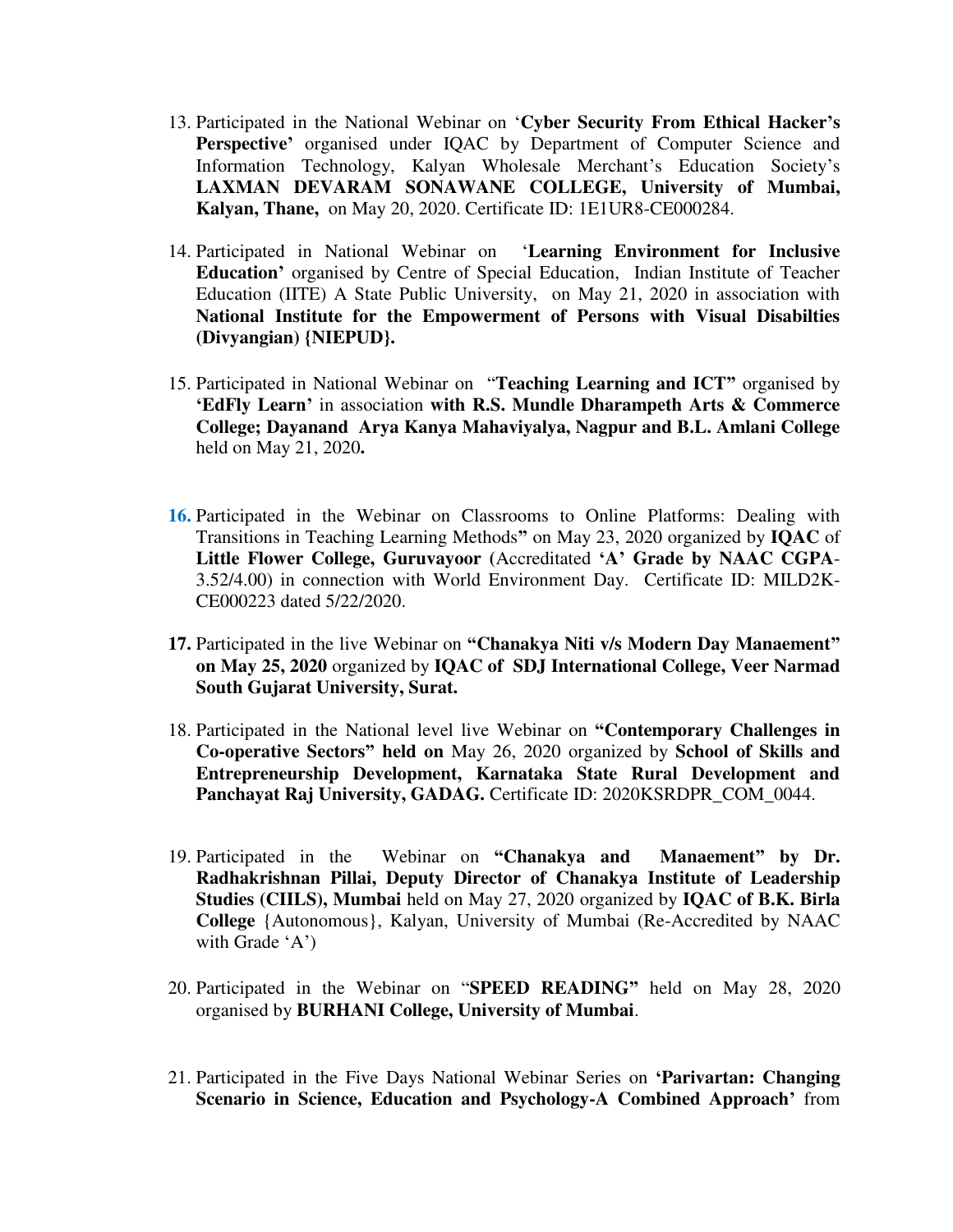13. Participated in the National Webinar on '**Cyber Security From Ethical Hacker's Perspective'** organised under IQAC by Department of Computer Science and Information Technology, Kalyan Wholesale Merchant's Education Society's **LAXMAN DEVARAM SONAWANE COLLEGE, University of Mumbai, Kalyan, Thane,** on May 20, 2020. Certificate ID: 1E1UR8-CE000284.

14. Participated in National Webinar on '**Learning Environment for Inclusive Education'** organised by Centre of Special Education, Indian Institute of Teacher Education (IITE) A State Public University, on May 21, 2020 in association with **National Institute for the Empowerment of Persons with Visual Disabilties (Divyangian) {NIEPUD}.**

15. Participated in National Webinar on "**Teaching Learning and ICT"** organised by **'EdFly Learn'** in association **with R.S. Mundle Dharampeth Arts & Commerce College; Dayanand Arya Kanya Mahaviyalya, Nagpur and B.L. Amlani College** held on May 21, 2020**.**

16. Participated in the Webinar on Classrooms to Online Platforms: Dealing with Transitions in Teaching Learning Methods**"** on May 23, 2020 organized by **IQAC** of **Little Flower College, Guruvayoor (**Accreditated **'A' Grade by NAAC CGPA**-3.52/4.00) in connection with World Environment Day. Certificate ID: MILD2K-CE000223 dated 5/22/2020.

17. Participated in the live Webinar on **"Chanakya Niti v/s Modern Day Manaement" on May 25, 2020** organized by **IQAC of SDJ International College, Veer Narmad South Gujarat University, Surat.**

18. Participated in the National level live Webinar on **"Contemporary Challenges in Co-operative Sectors" held on** May 26, 2020 organized by **School of Skills and Entrepreneurship Development, Karnataka State Rural Development and Panchayat Raj University, GADAG.** Certificate ID: 2020KSRDPR_COM_0044.

19. Participated in the Webinar on **"Chanakya and Manaement" by Dr. Radhakrishnan Pillai, Deputy Director of Chanakya Institute of Leadership Studies (CIILS), Mumbai** held on May 27, 2020 organized by **IQAC of B.K. Birla College** {Autonomous}, Kalyan, University of Mumbai (Re-Accredited by NAAC with Grade 'A')

20. Participated in the Webinar on "**SPEED READING"** held on May 28, 2020 organised by **BURHANI College, University of Mumbai**.

21. Participated in the Five Days National Webinar Series on **'Parivartan: Changing Scenario in Science, Education and Psychology-A Combined Approach'** from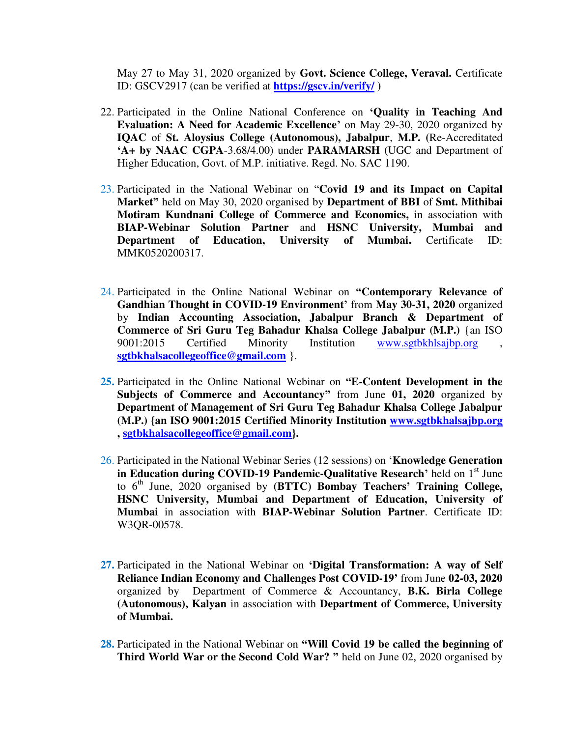May 27 to May 31, 2020 organized by **Govt. Science College, Veraval.** Certificate ID: GSCV2917 (can be verified at **https://gscv.in/verify/** )

22. Participated in the Online National Conference on **'Quality in Teaching And Evaluation: A Need for Academic Excellence'** on May 29-30, 2020 organized by **IQAC** of **St. Aloysius College (Autonomous), Jabalpur**, **M.P.** (Re-Accreditated **'A+ by NAAC CGPA**-3.68/4.00) under **PARAMARSH** (UGC and Department of Higher Education, Govt. of M.P. initiative. Regd. No. SAC 1190.

23. Participated in the National Webinar on "**Covid 19 and its Impact on Capital Market"** held on May 30, 2020 organised by **Department of BBI** of **Smt. Mithibai Motiram Kundnani College of Commerce and Economics,** in association with **BIAP-Webinar Solution Partner** and **HSNC University, Mumbai and Department of Education, University of Mumbai.** Certificate ID: MMK0520200317.

24. Participated in the Online National Webinar on **"Contemporary Relevance of Gandhian Thought in COVID-19 Environment'** from **May 30-31, 2020** organized by **Indian Accounting Association, Jabalpur Branch & Department of Commerce of Sri Guru Teg Bahadur Khalsa College Jabalpur (M.P.)** {an ISO 9001:2015 Certified Minority Institution www.sgtbkhlsajbp.org , **sgtbkhalsacollegeoffice@gmail.com** }.

25. Participated in the Online National Webinar on **"E-Content Development in the Subjects of Commerce and Accountancy"** from June **01, 2020** organized by **Department of Management of Sri Guru Teg Bahadur Khalsa College Jabalpur (M.P.) {an ISO 9001:2015 Certified Minority Institution www.sgtbkhalsajbp.org , sgtbkhalsacollegeoffice@gmail.com}.**

26. Participated in the National Webinar Series (12 sessions) on '**Knowledge Generation in Education during COVID-19 Pandemic-Qualitative Research'** held on 1st June to 6th June, 2020 organised by **(BTTC) Bombay Teachers' Training College, HSNC University, Mumbai and Department of Education, University of Mumbai** in association with **BIAP-Webinar Solution Partner**. Certificate ID: W3QR-00578.

27. Participated in the National Webinar on **'Digital Transformation: A way of Self Reliance Indian Economy and Challenges Post COVID-19'** from June **02-03, 2020** organized by Department of Commerce & Accountancy, **B.K. Birla College (Autonomous), Kalyan** in association with **Department of Commerce, University of Mumbai.**

28. Participated in the National Webinar on **"Will Covid 19 be called the beginning of Third World War or the Second Cold War? "** held on June 02, 2020 organised by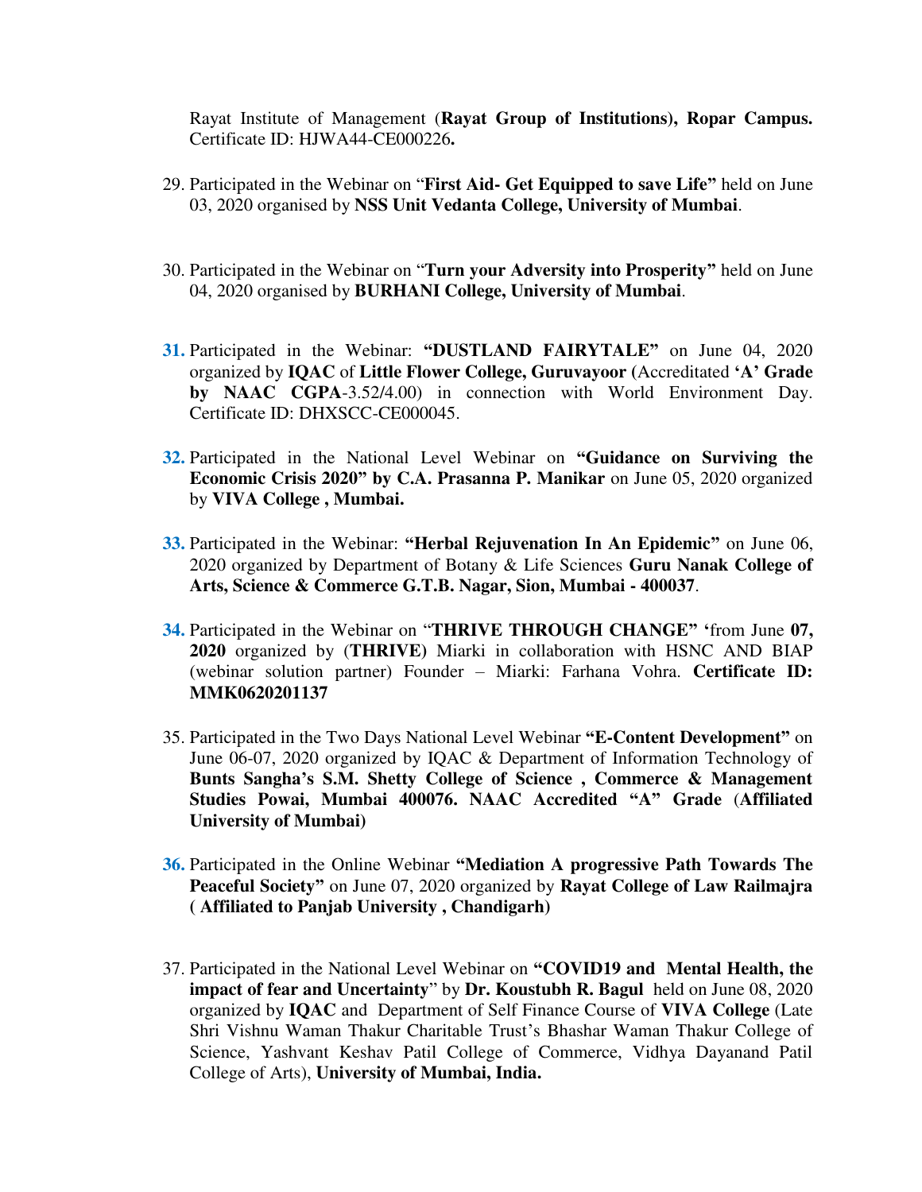Rayat Institute of Management (**Rayat Group of Institutions), Ropar Campus.** Certificate ID: HJWA44-CE000226**.**

29. Participated in the Webinar on "**First Aid- Get Equipped to save Life"** held on June 03, 2020 organised by **NSS Unit Vedanta College, University of Mumbai**.

30. Participated in the Webinar on "**Turn your Adversity into Prosperity"** held on June 04, 2020 organised by **BURHANI College, University of Mumbai**.

31. Participated in the Webinar: **"DUSTLAND FAIRYTALE"** on June 04, 2020 organized by **IQAC** of **Little Flower College, Guruvayoor** (Accreditated **'A' Grade by NAAC CGPA**-3.52/4.00) in connection with World Environment Day. Certificate ID: DHXSCC-CE000045.

32. Participated in the National Level Webinar on **"Guidance on Surviving the Economic Crisis 2020" by C.A. Prasanna P. Manikar** on June 05, 2020 organized by **VIVA College , Mumbai.**

33. Participated in the Webinar: **"Herbal Rejuvenation In An Epidemic"** on June 06, 2020 organized by Department of Botany & Life Sciences **Guru Nanak College of Arts, Science & Commerce G.T.B. Nagar, Sion, Mumbai - 400037**.

34. Participated in the Webinar on "**THRIVE THROUGH CHANGE" '**from June **07, 2020** organized by (**THRIVE)** Miarki in collaboration with HSNC AND BIAP (webinar solution partner) Founder – Miarki: Farhana Vohra. **Certificate ID: MMK0620201137**

35. Participated in the Two Days National Level Webinar **"E-Content Development"** on June 06-07, 2020 organized by IQAC & Department of Information Technology of **Bunts Sangha's S.M. Shetty College of Science , Commerce & Management Studies Powai, Mumbai 400076. NAAC Accredited "A" Grade** (**Affiliated University of Mumbai)**

36. Participated in the Online Webinar **"Mediation A progressive Path Towards The Peaceful Society"** on June 07, 2020 organized by **Rayat College of Law Railmajra ( Affiliated to Panjab University , Chandigarh)**

37. Participated in the National Level Webinar on **"COVID19 and Mental Health, the impact of fear and Uncertainty**" by **Dr. Koustubh R. Bagul** held on June 08, 2020 organized by **IQAC** and Department of Self Finance Course of **VIVA College** (Late Shri Vishnu Waman Thakur Charitable Trust's Bhashar Waman Thakur College of Science, Yashvant Keshav Patil College of Commerce, Vidhya Dayanand Patil College of Arts), **University of Mumbai, India.**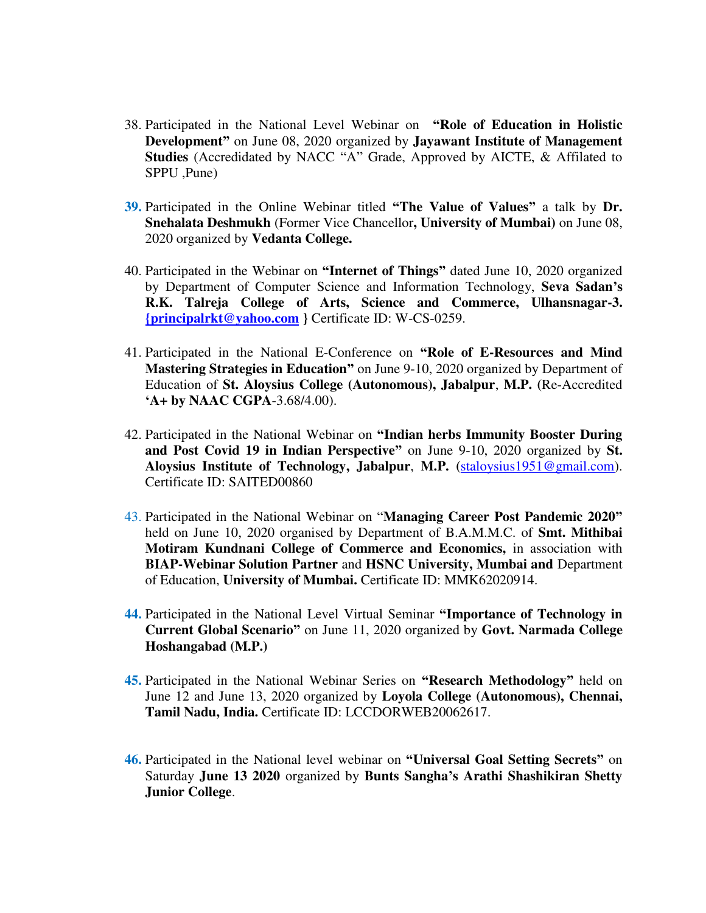38. Participated in the National Level Webinar on **"Role of Education in Holistic Development"** on June 08, 2020 organized by **Jayawant Institute of Management Studies** (Accredidated by NACC "A" Grade, Approved by AICTE, & Affilated to SPPU ,Pune)

39. Participated in the Online Webinar titled **"The Value of Values"** a talk by **Dr. Snehalata Deshmukh** (Former Vice Chancellor**, University of Mumbai)** on June 08, 2020 organized by **Vedanta College.**

40. Participated in the Webinar on **"Internet of Things"** dated June 10, 2020 organized by Department of Computer Science and Information Technology, **Seva Sadan's R.K. Talreja College of Arts, Science and Commerce, Ulhansnagar-3. {principalrkt@yahoo.com }** Certificate ID: W-CS-0259.

41. Participated in the National E-Conference on **"Role of E-Resources and Mind Mastering Strategies in Education"** on June 9-10, 2020 organized by Department of Education of **St. Aloysius College (Autonomous), Jabalpur**, **M.P. (**Re-Accredited **'A+ by NAAC CGPA**-3.68/4.00).

42. Participated in the National Webinar on **"Indian herbs Immunity Booster During and Post Covid 19 in Indian Perspective"** on June 9-10, 2020 organized by **St. Aloysius Institute of Technology, Jabalpur**, **M.P.** (staloysius1951@gmail.com). Certificate ID: SAITED00860

43. Participated in the National Webinar on "**Managing Career Post Pandemic 2020"** held on June 10, 2020 organised by Department of B.A.M.M.C. of **Smt. Mithibai Motiram Kundnani College of Commerce and Economics,** in association with **BIAP-Webinar Solution Partner** and **HSNC University, Mumbai and** Department of Education, **University of Mumbai.** Certificate ID: MMK62020914.

44. Participated in the National Level Virtual Seminar **"Importance of Technology in Current Global Scenario"** on June 11, 2020 organized by **Govt. Narmada College Hoshangabad (M.P.)**

45. Participated in the National Webinar Series on **"Research Methodology"** held on June 12 and June 13, 2020 organized by **Loyola College (Autonomous), Chennai, Tamil Nadu, India.** Certificate ID: LCCDORWEB20062617.

46. Participated in the National level webinar on **"Universal Goal Setting Secrets"** on Saturday **June 13 2020** organized by **Bunts Sangha's Arathi Shashikiran Shetty Junior College**.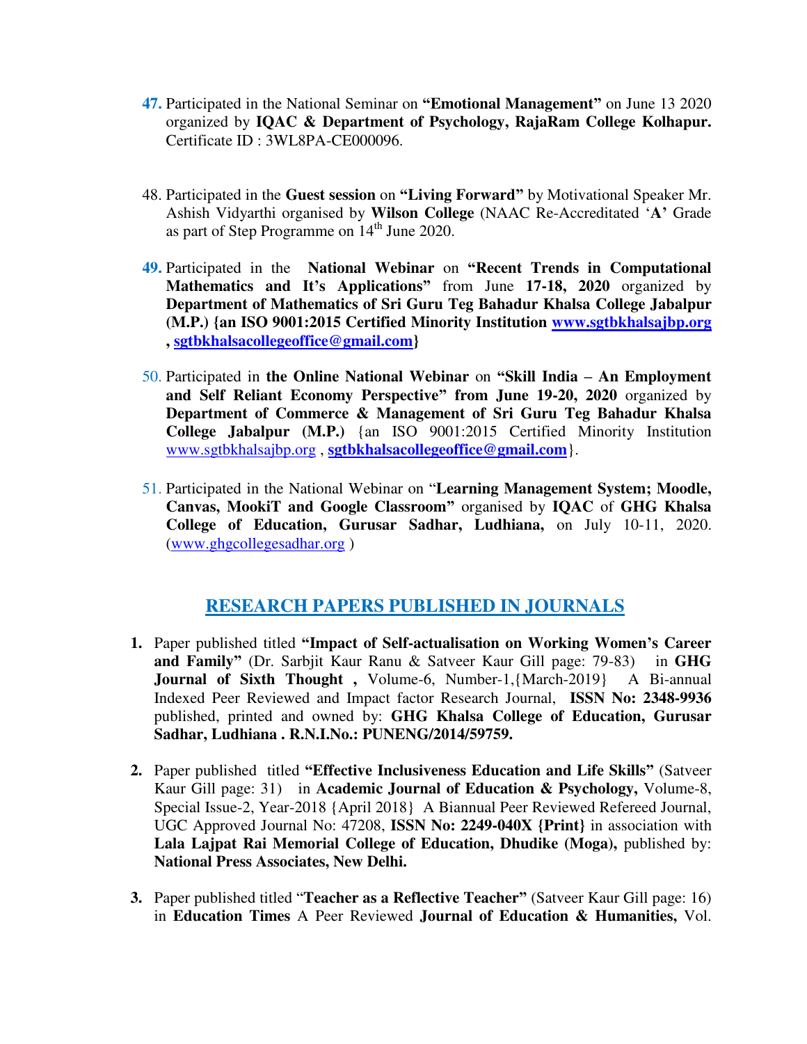47. Participated in the National Seminar on **"Emotional Management"** on June 13 2020 organized by **IQAC & Department of Psychology, RajaRam College Kolhapur.** Certificate ID : 3WL8PA-CE000096.

48. Participated in the **Guest session** on **"Living Forward"** by Motivational Speaker Mr. Ashish Vidyarthi organised by **Wilson College** (NAAC Re-Accreditated '**A'** Grade as part of Step Programme on 14th June 2020.

49. Participated in the **National Webinar** on **"Recent Trends in Computational Mathematics and It's Applications"** from June **17-18, 2020** organized by **Department of Mathematics of Sri Guru Teg Bahadur Khalsa College Jabalpur (M.P.) {an ISO 9001:2015 Certified Minority Institution [www.sgtbkhalsajbp.org](www.sgtbkhalsajbp.org) , [sgtbkhalsacollegeoffice@gmail.com](mailto:sgtbkhalsacollegeoffice@gmail.com)}**

50. Participated in **the Online National Webinar** on **"Skill India – An Employment and Self Reliant Economy Perspective" from June 19-20, 2020** organized by **Department of Commerce & Management of Sri Guru Teg Bahadur Khalsa College Jabalpur (M.P.)** {an ISO 9001:2015 Certified Minority Institution [www.sgtbkhalsajbp.org](www.sgtbkhalsajbp.org) , **[sgtbkhalsacollegeoffice@gmail.com](mailto:sgtbkhalsacollegeoffice@gmail.com)**}.

51. Participated in the National Webinar on "**Learning Management System; Moodle, Canvas, MookiT and Google Classroom"** organised by **IQAC** of **GHG Khalsa College of Education, Gurusar Sadhar, Ludhiana,** on July 10-11, 2020. ([www.ghgcollegesadhar.org](www.ghgcollegesadhar.org) )

## RESEARCH PAPERS PUBLISHED IN JOURNALS

1. Paper published titled **"Impact of Self-actualisation on Working Women's Career and Family"** (Dr. Sarbjit Kaur Ranu & Satveer Kaur Gill page: 79-83) in **GHG Journal of Sixth Thought ,** Volume-6, Number-1,{March-2019} A Bi-annual Indexed Peer Reviewed and Impact factor Research Journal, **ISSN No: 2348-9936** published, printed and owned by: **GHG Khalsa College of Education, Gurusar Sadhar, Ludhiana . R.N.I.No.: PUNENG/2014/59759.**

2. Paper published titled **"Effective Inclusiveness Education and Life Skills"** (Satveer Kaur Gill page: 31) in **Academic Journal of Education & Psychology,** Volume-8, Special Issue-2, Year-2018 {April 2018} A Biannual Peer Reviewed Refereed Journal, UGC Approved Journal No: 47208, **ISSN No: 2249-040X {Print}** in association with **Lala Lajpat Rai Memorial College of Education, Dhudike (Moga),** published by: **National Press Associates, New Delhi.**

3. Paper published titled "**Teacher as a Reflective Teacher"** (Satveer Kaur Gill page: 16) in **Education Times** A Peer Reviewed **Journal of Education & Humanities,** Vol.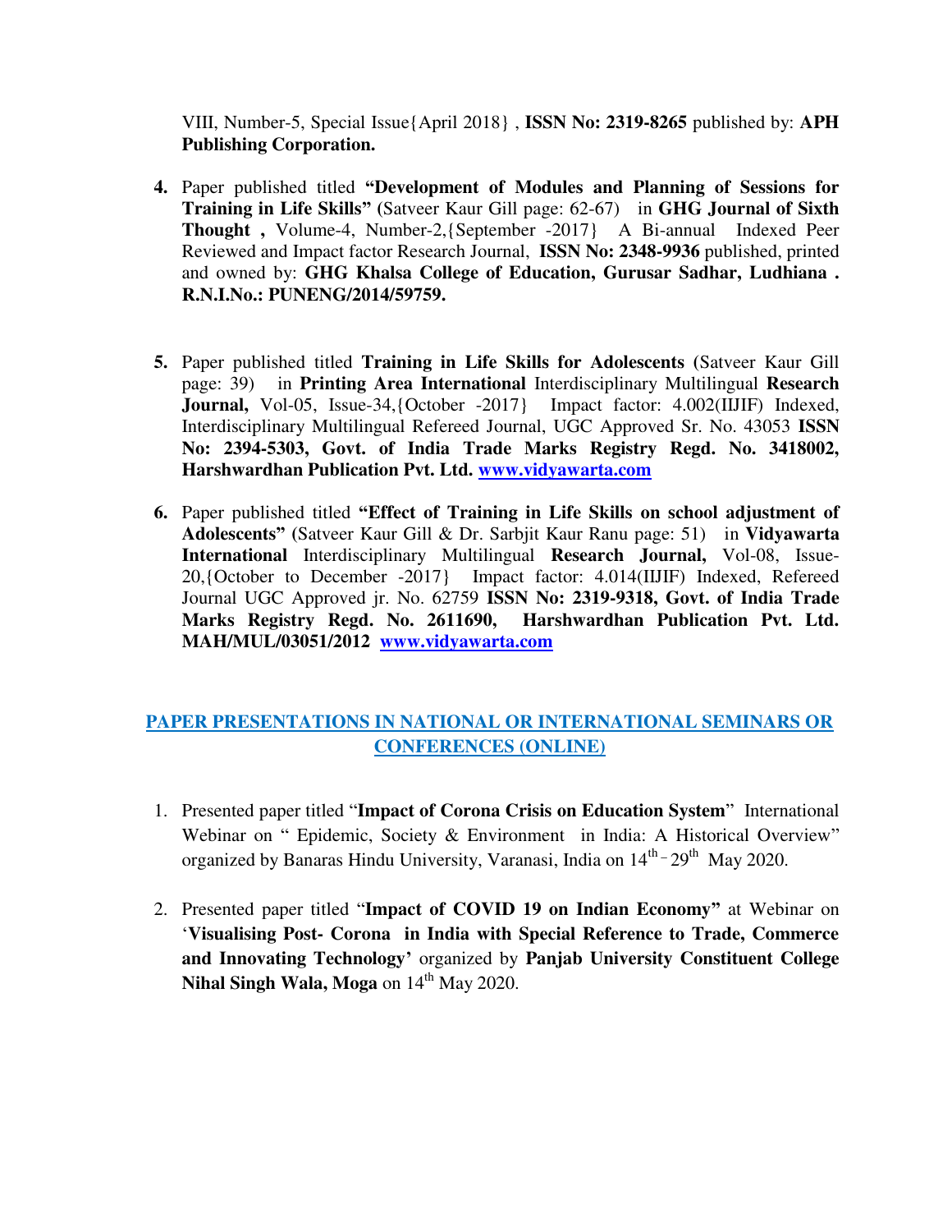VIII, Number-5, Special Issue{April 2018} , **ISSN No: 2319-8265** published by: **APH Publishing Corporation.**

4. Paper published titled **"Development of Modules and Planning of Sessions for Training in Life Skills"** (Satveer Kaur Gill page: 62-67) in **GHG Journal of Sixth Thought ,** Volume-4, Number-2,{September -2017} A Bi-annual Indexed Peer Reviewed and Impact factor Research Journal, **ISSN No: 2348-9936** published, printed and owned by: **GHG Khalsa College of Education, Gurusar Sadhar, Ludhiana . R.N.I.No.: PUNENG/2014/59759.**

5. Paper published titled **Training in Life Skills for Adolescents (**Satveer Kaur Gill page: 39) in **Printing Area International** Interdisciplinary Multilingual **Research Journal,** Vol-05, Issue-34,{October -2017} Impact factor: 4.002(IIJIF) Indexed, Interdisciplinary Multilingual Refereed Journal, UGC Approved Sr. No. 43053 **ISSN No: 2394-5303, Govt. of India Trade Marks Registry Regd. No. 3418002, Harshwardhan Publication Pvt. Ltd. www.vidyawarta.com**

6. Paper published titled **"Effect of Training in Life Skills on school adjustment of Adolescents" (**Satveer Kaur Gill & Dr. Sarbjit Kaur Ranu page: 51) in **Vidyawarta International** Interdisciplinary Multilingual **Research Journal,** Vol-08, Issue-20,{October to December -2017} Impact factor: 4.014(IIJIF) Indexed, Refereed Journal UGC Approved jr. No. 62759 **ISSN No: 2319-9318, Govt. of India Trade Marks Registry Regd. No. 2611690, Harshwardhan Publication Pvt. Ltd. MAH/MUL/03051/2012 www.vidyawarta.com**

## PAPER PRESENTATIONS IN NATIONAL OR INTERNATIONAL SEMINARS OR CONFERENCES (ONLINE)

1. Presented paper titled "**Impact of Corona Crisis on Education System**" International Webinar on " Epidemic, Society & Environment in India: A Historical Overview" organized by Banaras Hindu University, Varanasi, India on 14th - 29th May 2020.

2. Presented paper titled "**Impact of COVID 19 on Indian Economy"** at Webinar on '**Visualising Post- Corona in India with Special Reference to Trade, Commerce and Innovating Technology'** organized by **Panjab University Constituent College Nihal Singh Wala, Moga** on 14th May 2020.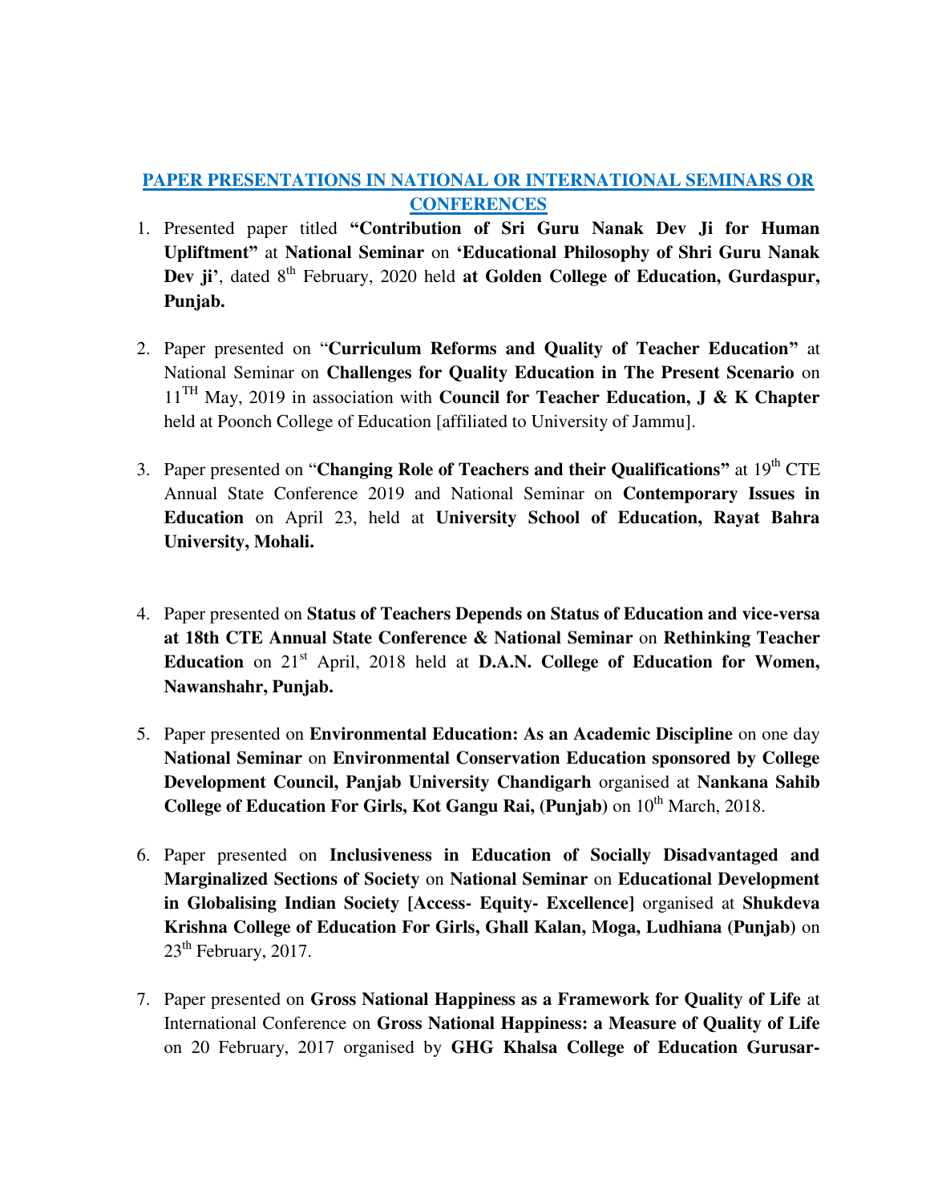## PAPER PRESENTATIONS IN NATIONAL OR INTERNATIONAL SEMINARS OR CONFERENCES

1. Presented paper titled **"Contribution of Sri Guru Nanak Dev Ji for Human Upliftment"** at **National Seminar** on **'Educational Philosophy of Shri Guru Nanak Dev ji'**, dated 8th February, 2020 held **at Golden College of Education, Gurdaspur, Punjab.**

2. Paper presented on "**Curriculum Reforms and Quality of Teacher Education"** at National Seminar on **Challenges for Quality Education in The Present Scenario** on 11TH May, 2019 in association with **Council for Teacher Education, J & K Chapter** held at Poonch College of Education [affiliated to University of Jammu].

3. Paper presented on "**Changing Role of Teachers and their Qualifications"** at 19th CTE Annual State Conference 2019 and National Seminar on **Contemporary Issues in Education** on April 23, held at **University School of Education, Rayat Bahra University, Mohali.**

4. Paper presented on **Status of Teachers Depends on Status of Education and vice-versa at 18th CTE Annual State Conference & National Seminar** on **Rethinking Teacher Education** on 21st April, 2018 held at **D.A.N. College of Education for Women, Nawanshahr, Punjab.**

5. Paper presented on **Environmental Education: As an Academic Discipline** on one day **National Seminar** on **Environmental Conservation Education sponsored by College Development Council, Panjab University Chandigarh** organised at **Nankana Sahib College of Education For Girls, Kot Gangu Rai, (Punjab)** on 10th March, 2018.

6. Paper presented on **Inclusiveness in Education of Socially Disadvantaged and Marginalized Sections of Society** on **National Seminar** on **Educational Development in Globalising Indian Society [Access- Equity- Excellence]** organised at **Shukdeva Krishna College of Education For Girls, Ghall Kalan, Moga, Ludhiana (Punjab)** on 23th February, 2017.

7. Paper presented on **Gross National Happiness as a Framework for Quality of Life** at International Conference on **Gross National Happiness: a Measure of Quality of Life** on 20 February, 2017 organised by **GHG Khalsa College of Education Gurusar-**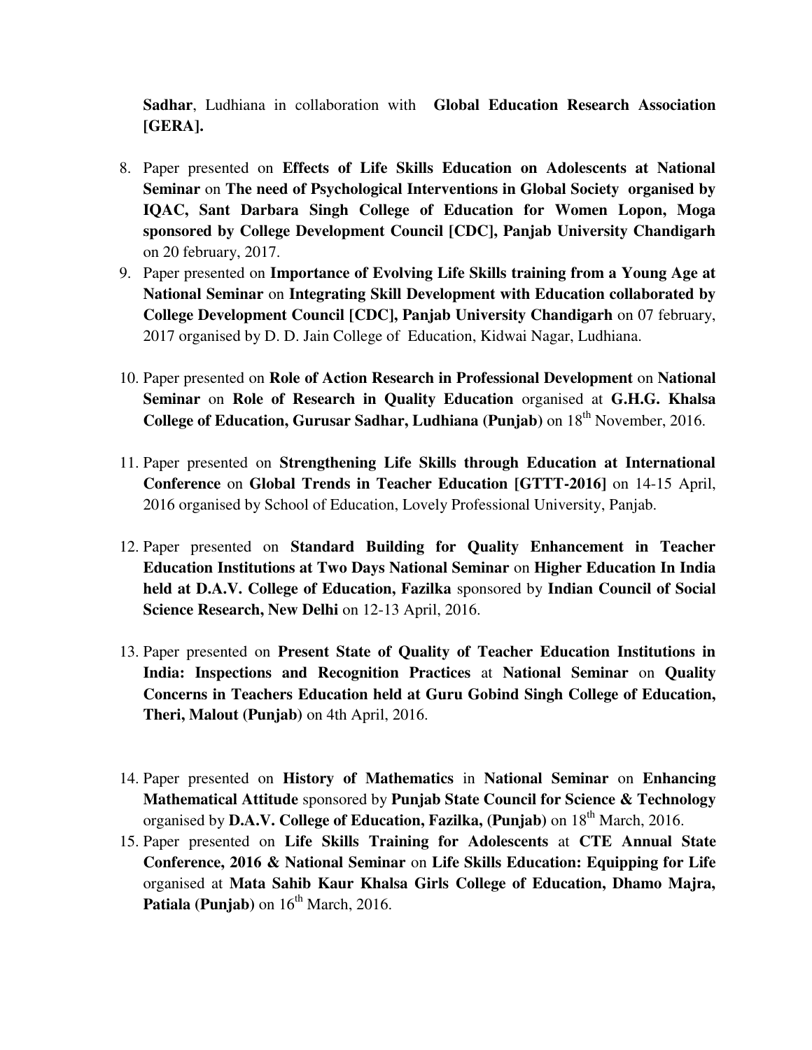**Sadhar**, Ludhiana in collaboration with **Global Education Research Association [GERA].**

8. Paper presented on **Effects of Life Skills Education on Adolescents at National Seminar** on **The need of Psychological Interventions in Global Society organised by IQAC, Sant Darbara Singh College of Education for Women Lopon, Moga sponsored by College Development Council [CDC], Panjab University Chandigarh** on 20 february, 2017.
9. Paper presented on **Importance of Evolving Life Skills training from a Young Age at National Seminar** on **Integrating Skill Development with Education collaborated by College Development Council [CDC], Panjab University Chandigarh** on 07 february, 2017 organised by D. D. Jain College of Education, Kidwai Nagar, Ludhiana.
10. Paper presented on **Role of Action Research in Professional Development** on **National Seminar** on **Role of Research in Quality Education** organised at **G.H.G. Khalsa College of Education, Gurusar Sadhar, Ludhiana (Punjab)** on 18th November, 2016.
11. Paper presented on **Strengthening Life Skills through Education at International Conference** on **Global Trends in Teacher Education [GTTT-2016]** on 14-15 April, 2016 organised by School of Education, Lovely Professional University, Panjab.
12. Paper presented on **Standard Building for Quality Enhancement in Teacher Education Institutions at Two Days National Seminar** on **Higher Education In India held at D.A.V. College of Education, Fazilka** sponsored by **Indian Council of Social Science Research, New Delhi** on 12-13 April, 2016.
13. Paper presented on **Present State of Quality of Teacher Education Institutions in India: Inspections and Recognition Practices** at **National Seminar** on **Quality Concerns in Teachers Education held at Guru Gobind Singh College of Education, Theri, Malout (Punjab)** on 4th April, 2016.
14. Paper presented on **History of Mathematics** in **National Seminar** on **Enhancing Mathematical Attitude** sponsored by **Punjab State Council for Science & Technology** organised by **D.A.V. College of Education, Fazilka, (Punjab)** on 18th March, 2016.
15. Paper presented on **Life Skills Training for Adolescents** at **CTE Annual State Conference, 2016 & National Seminar** on **Life Skills Education: Equipping for Life** organised at **Mata Sahib Kaur Khalsa Girls College of Education, Dhamo Majra, Patiala (Punjab)** on 16th March, 2016.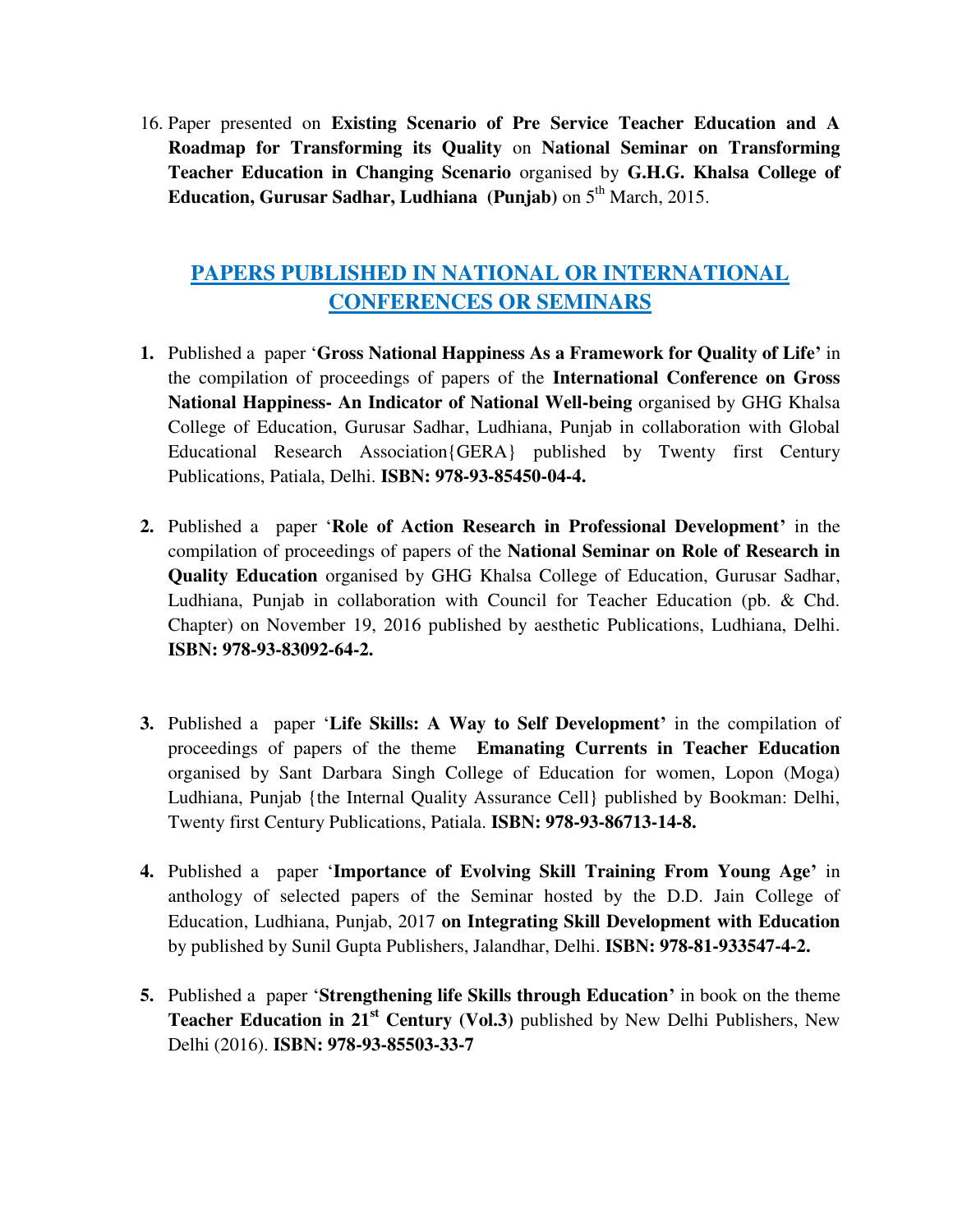16. Paper presented on **Existing Scenario of Pre Service Teacher Education and A Roadmap for Transforming its Quality** on **National Seminar on Transforming Teacher Education in Changing Scenario** organised by **G.H.G. Khalsa College of Education, Gurusar Sadhar, Ludhiana (Punjab)** on 5th March, 2015.

## PAPERS PUBLISHED IN NATIONAL OR INTERNATIONAL CONFERENCES OR SEMINARS

1. Published a paper '**Gross National Happiness As a Framework for Quality of Life'** in the compilation of proceedings of papers of the **International Conference on Gross National Happiness- An Indicator of National Well-being** organised by GHG Khalsa College of Education, Gurusar Sadhar, Ludhiana, Punjab in collaboration with Global Educational Research Association{GERA} published by Twenty first Century Publications, Patiala, Delhi. **ISBN: 978-93-85450-04-4.**

2. Published a paper '**Role of Action Research in Professional Development'** in the compilation of proceedings of papers of the **National Seminar on Role of Research in Quality Education** organised by GHG Khalsa College of Education, Gurusar Sadhar, Ludhiana, Punjab in collaboration with Council for Teacher Education (pb. & Chd. Chapter) on November 19, 2016 published by aesthetic Publications, Ludhiana, Delhi. **ISBN: 978-93-83092-64-2.**

3. Published a paper '**Life Skills: A Way to Self Development'** in the compilation of proceedings of papers of the theme **Emanating Currents in Teacher Education** organised by Sant Darbara Singh College of Education for women, Lopon (Moga) Ludhiana, Punjab {the Internal Quality Assurance Cell} published by Bookman: Delhi, Twenty first Century Publications, Patiala. **ISBN: 978-93-86713-14-8.**

4. Published a paper '**Importance of Evolving Skill Training From Young Age'** in anthology of selected papers of the Seminar hosted by the D.D. Jain College of Education, Ludhiana, Punjab, 2017 **on Integrating Skill Development with Education** by published by Sunil Gupta Publishers, Jalandhar, Delhi. **ISBN: 978-81-933547-4-2.**

5. Published a paper '**Strengthening life Skills through Education'** in book on the theme **Teacher Education in 21st Century (Vol.3)** published by New Delhi Publishers, New Delhi (2016). **ISBN: 978-93-85503-33-7**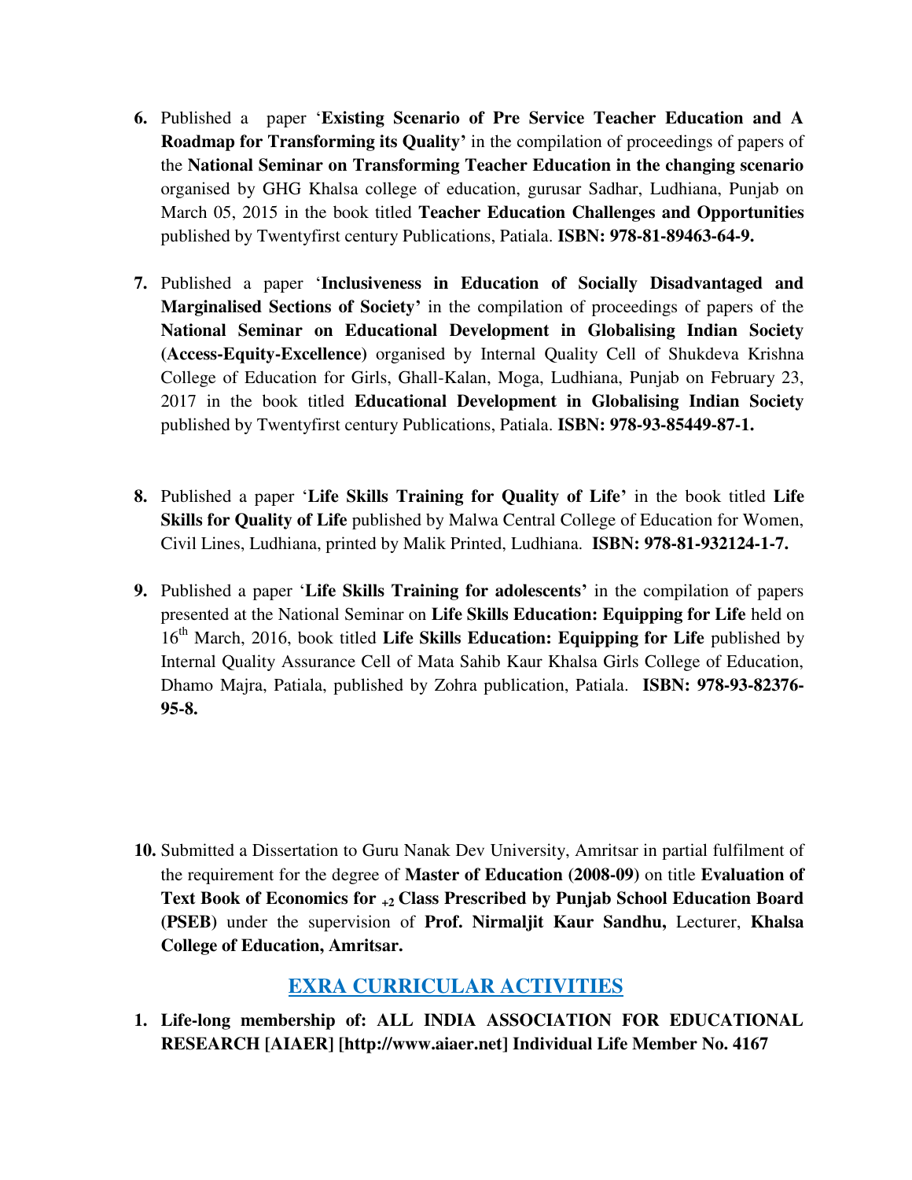6. Published a paper '**Existing Scenario of Pre Service Teacher Education and A Roadmap for Transforming its Quality'** in the compilation of proceedings of papers of the **National Seminar on Transforming Teacher Education in the changing scenario** organised by GHG Khalsa college of education, gurusar Sadhar, Ludhiana, Punjab on March 05, 2015 in the book titled **Teacher Education Challenges and Opportunities** published by Twentyfirst century Publications, Patiala. **ISBN: 978-81-89463-64-9.**

7. Published a paper '**Inclusiveness in Education of Socially Disadvantaged and Marginalised Sections of Society'** in the compilation of proceedings of papers of the **National Seminar on Educational Development in Globalising Indian Society (Access-Equity-Excellence)** organised by Internal Quality Cell of Shukdeva Krishna College of Education for Girls, Ghall-Kalan, Moga, Ludhiana, Punjab on February 23, 2017 in the book titled **Educational Development in Globalising Indian Society** published by Twentyfirst century Publications, Patiala. **ISBN: 978-93-85449-87-1.**

8. Published a paper '**Life Skills Training for Quality of Life'** in the book titled **Life Skills for Quality of Life** published by Malwa Central College of Education for Women, Civil Lines, Ludhiana, printed by Malik Printed, Ludhiana. **ISBN: 978-81-932124-1-7.**

9. Published a paper '**Life Skills Training for adolescents'** in the compilation of papers presented at the National Seminar on **Life Skills Education: Equipping for Life** held on 16th March, 2016, book titled **Life Skills Education: Equipping for Life** published by Internal Quality Assurance Cell of Mata Sahib Kaur Khalsa Girls College of Education, Dhamo Majra, Patiala, published by Zohra publication, Patiala. **ISBN: 978-93-82376-95-8.**

10. Submitted a Dissertation to Guru Nanak Dev University, Amritsar in partial fulfilment of the requirement for the degree of **Master of Education (2008-09)** on title **Evaluation of Text Book of Economics for +2 Class Prescribed by Punjab School Education Board (PSEB)** under the supervision of **Prof. Nirmaljit Kaur Sandhu,** Lecturer, **Khalsa College of Education, Amritsar.**

## EXRA CURRICULAR ACTIVITIES

1. **Life-long membership of: ALL INDIA ASSOCIATION FOR EDUCATIONAL RESEARCH [AIAER] [http://www.aiaer.net] Individual Life Member No. 4167**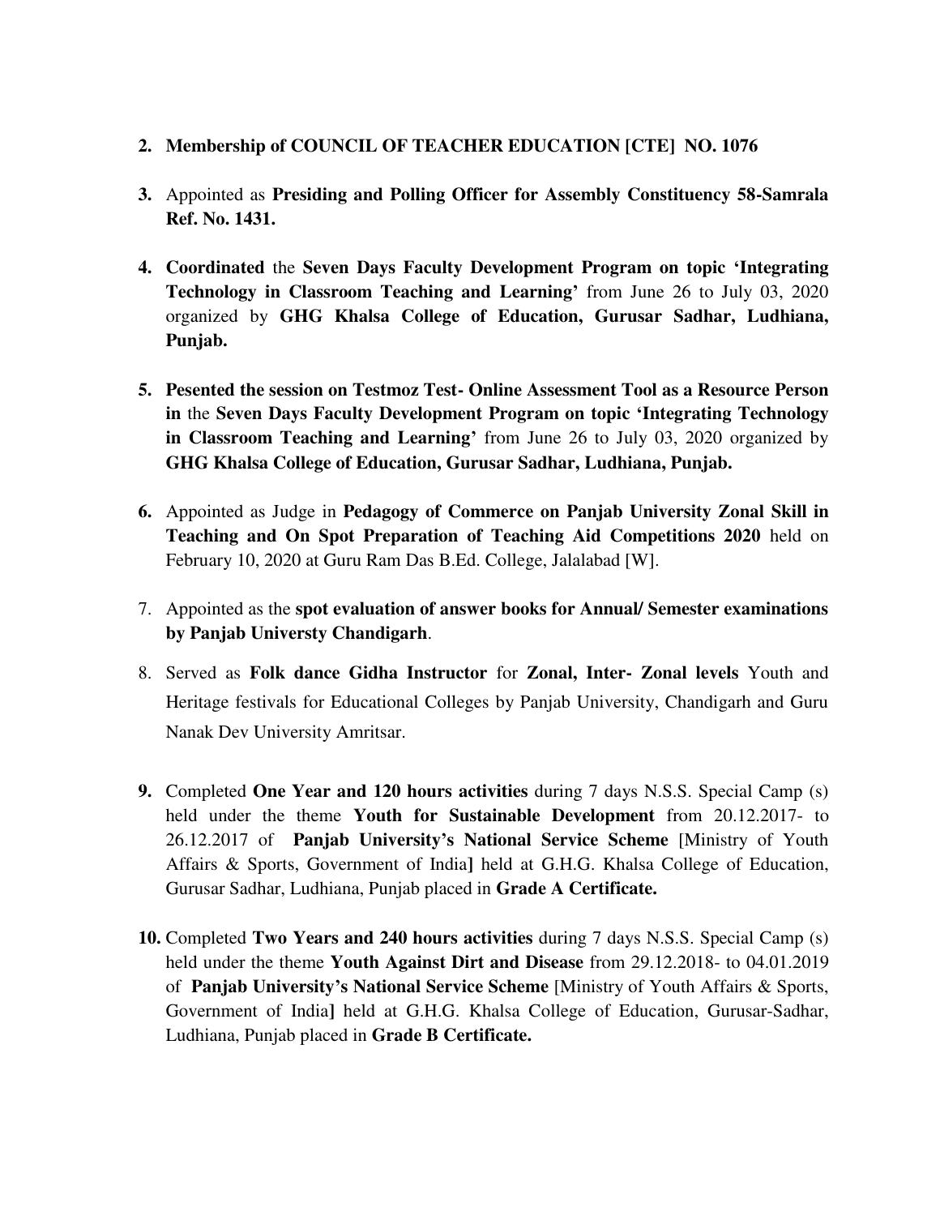2. **Membership of COUNCIL OF TEACHER EDUCATION [CTE] NO. 1076**

3. Appointed as **Presiding and Polling Officer for Assembly Constituency 58-Samrala Ref. No. 1431.**

4. **Coordinated** the **Seven Days Faculty Development Program on topic 'Integrating Technology in Classroom Teaching and Learning'** from June 26 to July 03, 2020 organized by **GHG Khalsa College of Education, Gurusar Sadhar, Ludhiana, Punjab.**

5. **Pesented the session on Testmoz Test- Online Assessment Tool as a Resource Person in** the **Seven Days Faculty Development Program on topic 'Integrating Technology in Classroom Teaching and Learning'** from June 26 to July 03, 2020 organized by **GHG Khalsa College of Education, Gurusar Sadhar, Ludhiana, Punjab.**

6. Appointed as Judge in **Pedagogy of Commerce on Panjab University Zonal Skill in Teaching and On Spot Preparation of Teaching Aid Competitions 2020** held on February 10, 2020 at Guru Ram Das B.Ed. College, Jalalabad [W].

7. Appointed as the **spot evaluation of answer books for Annual/ Semester examinations by Panjab Universty Chandigarh**.

8. Served as **Folk dance Gidha Instructor** for **Zonal, Inter- Zonal levels** Youth and Heritage festivals for Educational Colleges by Panjab University, Chandigarh and Guru Nanak Dev University Amritsar.

9. Completed **One Year and 120 hours activities** during 7 days N.S.S. Special Camp (s) held under the theme **Youth for Sustainable Development** from 20.12.2017- to 26.12.2017 of **Panjab University's National Service Scheme** [Ministry of Youth Affairs & Sports, Government of India**]** held at G.H.G. Khalsa College of Education, Gurusar Sadhar, Ludhiana, Punjab placed in **Grade A Certificate.**

10. Completed **Two Years and 240 hours activities** during 7 days N.S.S. Special Camp (s) held under the theme **Youth Against Dirt and Disease** from 29.12.2018- to 04.01.2019 of **Panjab University's National Service Scheme** [Ministry of Youth Affairs & Sports, Government of India**]** held at G.H.G. Khalsa College of Education, Gurusar-Sadhar, Ludhiana, Punjab placed in **Grade B Certificate.**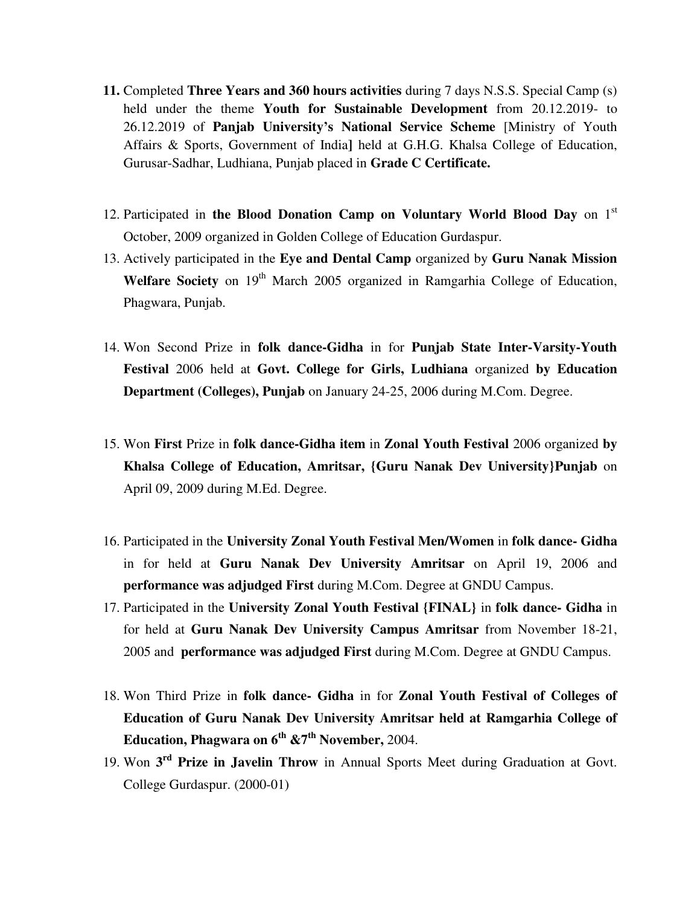11. Completed **Three Years and 360 hours activities** during 7 days N.S.S. Special Camp (s) held under the theme **Youth for Sustainable Development** from 20.12.2019- to 26.12.2019 of **Panjab University's National Service Scheme** [Ministry of Youth Affairs & Sports, Government of India**]** held at G.H.G. Khalsa College of Education, Gurusar-Sadhar, Ludhiana, Punjab placed in **Grade C Certificate.**

12. Participated in **the Blood Donation Camp on Voluntary World Blood Day** on 1st October, 2009 organized in Golden College of Education Gurdaspur.

13. Actively participated in the **Eye and Dental Camp** organized by **Guru Nanak Mission Welfare Society** on 19th March 2005 organized in Ramgarhia College of Education, Phagwara, Punjab.

14. Won Second Prize in **folk dance-Gidha** in for **Punjab State Inter-Varsity-Youth Festival** 2006 held at **Govt. College for Girls, Ludhiana** organized **by Education Department (Colleges), Punjab** on January 24-25, 2006 during M.Com. Degree.

15. Won **First** Prize in **folk dance-Gidha item** in **Zonal Youth Festival** 2006 organized **by Khalsa College of Education, Amritsar, {Guru Nanak Dev University}Punjab** on April 09, 2009 during M.Ed. Degree.

16. Participated in the **University Zonal Youth Festival Men/Women** in **folk dance- Gidha** in for held at **Guru Nanak Dev University Amritsar** on April 19, 2006 and **performance was adjudged First** during M.Com. Degree at GNDU Campus.

17. Participated in the **University Zonal Youth Festival {FINAL}** in **folk dance- Gidha** in for held at **Guru Nanak Dev University Campus Amritsar** from November 18-21, 2005 and **performance was adjudged First** during M.Com. Degree at GNDU Campus.

18. Won Third Prize in **folk dance- Gidha** in for **Zonal Youth Festival of Colleges of Education of Guru Nanak Dev University Amritsar held at Ramgarhia College of Education, Phagwara on 6th &7th November,** 2004.

19. Won **3rd Prize in Javelin Throw** in Annual Sports Meet during Graduation at Govt. College Gurdaspur. (2000-01)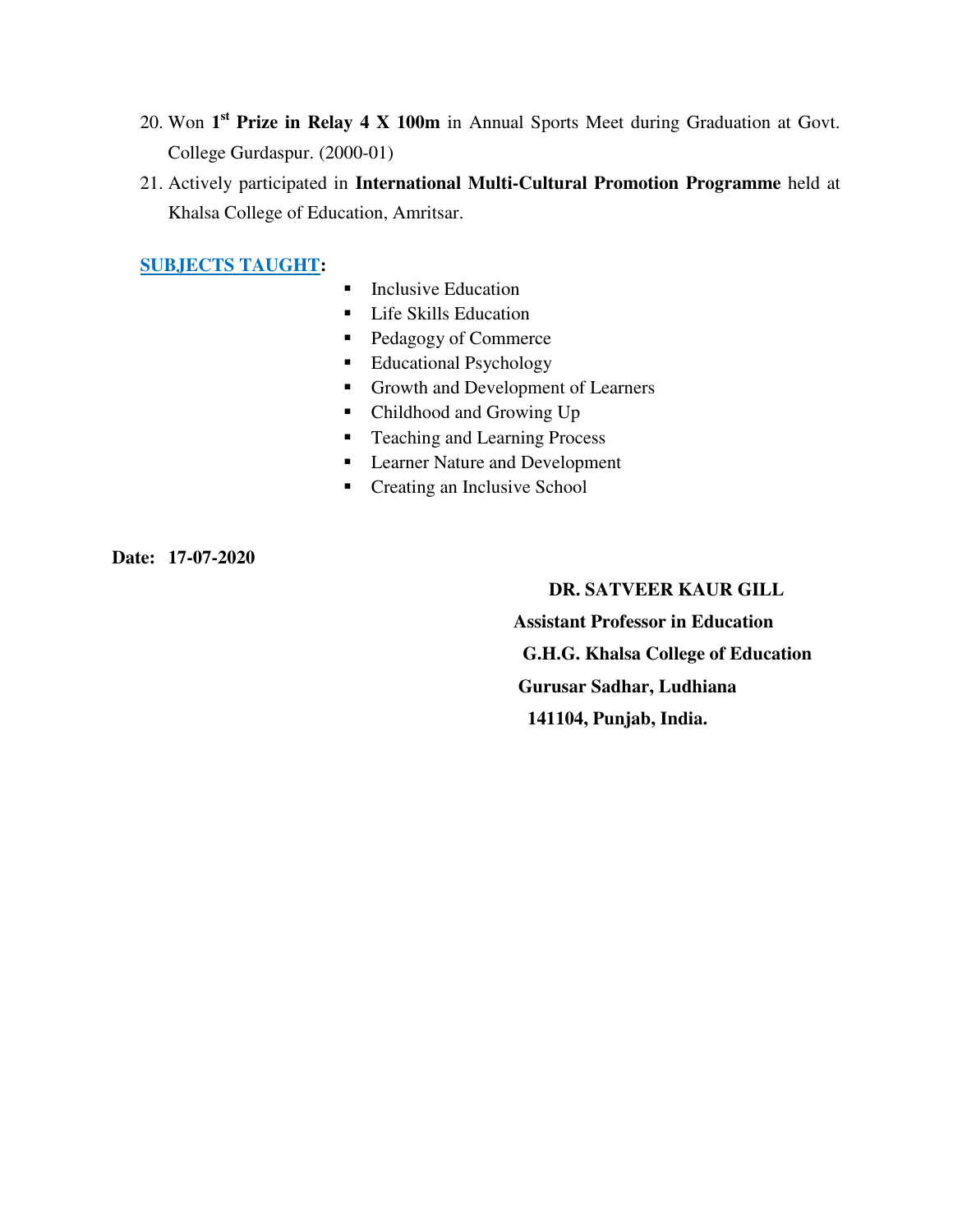20. Won **1st Prize in Relay 4 X 100m** in Annual Sports Meet during Graduation at Govt. College Gurdaspur. (2000-01)
21. Actively participated in **International Multi-Cultural Promotion Programme** held at Khalsa College of Education, Amritsar.

**SUBJECTS TAUGHT:**

- Inclusive Education
- Life Skills Education
- Pedagogy of Commerce
- Educational Psychology
- Growth and Development of Learners
- Childhood and Growing Up
- Teaching and Learning Process
- Learner Nature and Development
- Creating an Inclusive School

**Date: 17-07-2020**

**DR. SATVEER KAUR GILL**
**Assistant Professor in Education**
**G.H.G. Khalsa College of Education**
**Gurusar Sadhar, Ludhiana**
**141104, Punjab, India.**